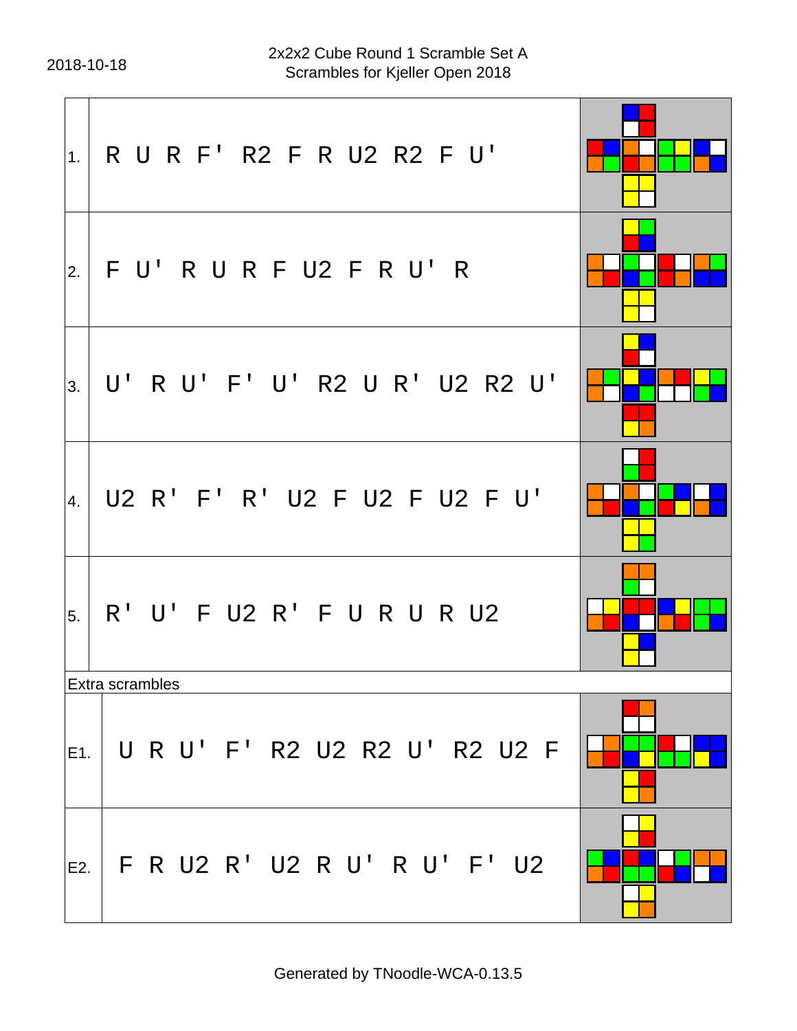2018-10-18

# 2x2x2 Cube Round 1 Scramble Set A
## Scrambles for Kjeller Open 2018

| # | Scramble |
|---|---|
| 1. | R U R F' R2 F R U2 R2 F U' |
| 2. | F U' R U R F U2 F R U' R |
| 3. | U' R U' F' U' R2 U R' U2 R2 U' |
| 4. | U2 R' F' R' U2 F U2 F U2 F U' |
| 5. | R' U' F U2 R' F U R U R U2 |

Extra scrambles

| # | Scramble |
|---|---|
| E1. | U R U' F' R2 U2 R2 U' R2 U2 F |
| E2. | F R U2 R' U2 R U' R U' F' U2 |

Generated by TNoodle-WCA-0.13.5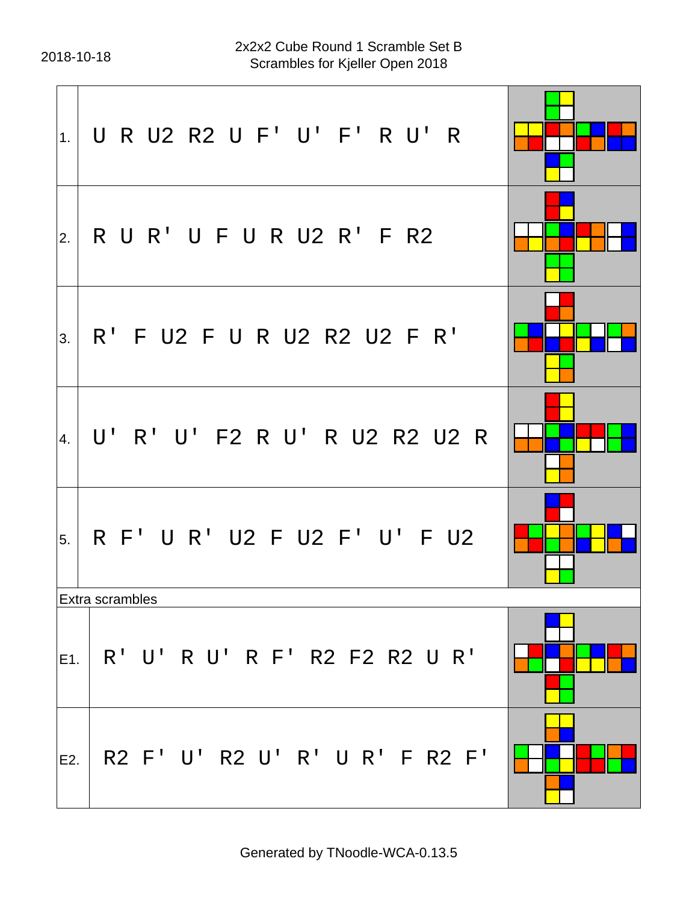2018-10-18

## 2x2x2 Cube Round 1 Scramble Set B
Scrambles for Kjeller Open 2018

| | |
|---|---|
| 1. | U R U2 R2 U F' U' F' R U' R |
| 2. | R U R' U F U R U2 R' F R2 |
| 3. | R' F U2 F U R U2 R2 U2 F R' |
| 4. | U' R' U' F2 R U' R U2 R2 U2 R |
| 5. | R F' U R' U2 F U2 F' U' F U2 |

Extra scrambles

| | |
|---|---|
| E1. | R' U' R U' R F' R2 F2 R2 U R' |
| E2. | R2 F' U' R2 U' R' U R' F R2 F' |

Generated by TNoodle-WCA-0.13.5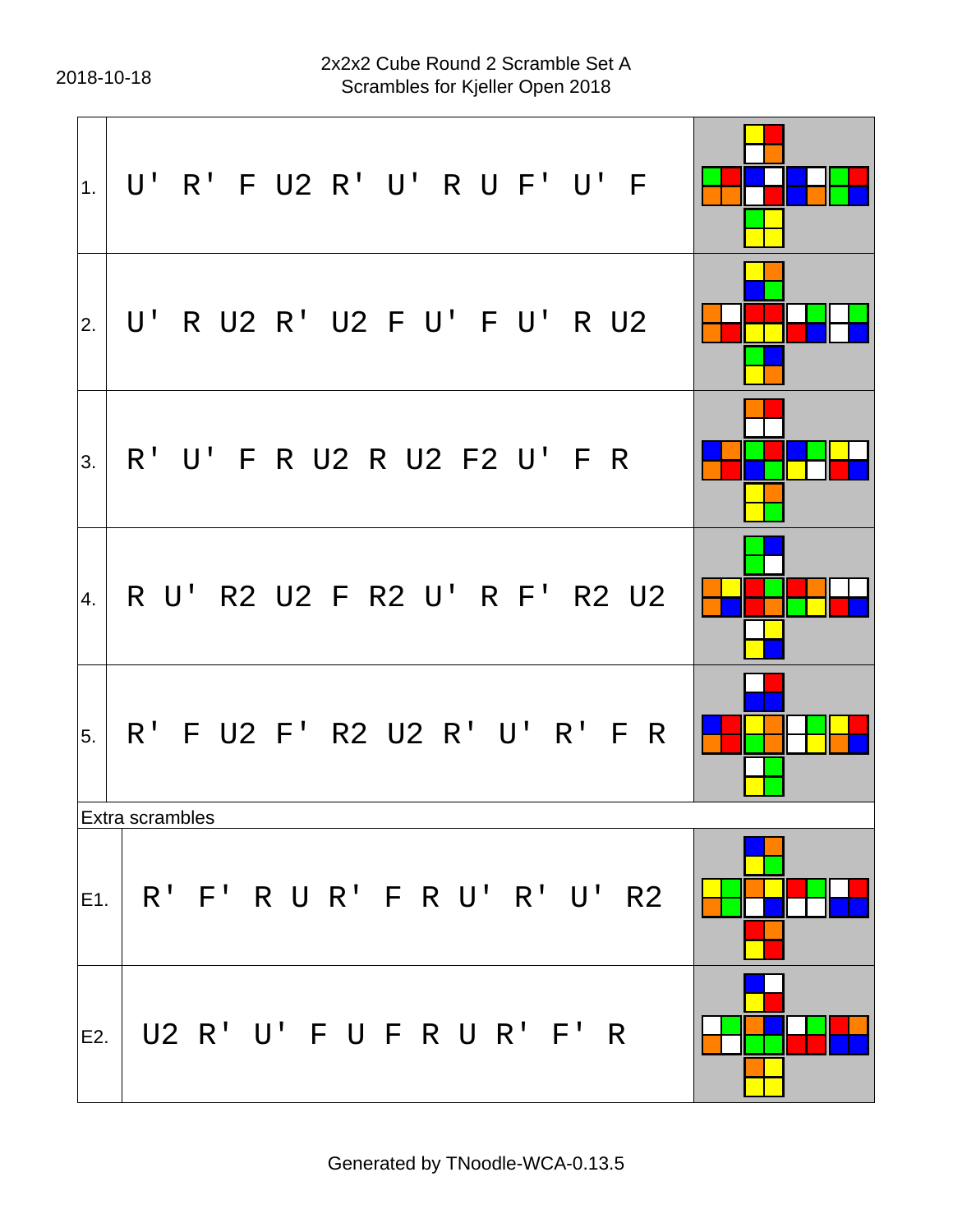2018-10-18

# 2x2x2 Cube Round 2 Scramble Set A
## Scrambles for Kjeller Open 2018

| # | Scramble |
|---|---|
| 1. | U' R' F U2 R' U' R U F' U' F |
| 2. | U' R U2 R' U2 F U' F U' R U2 |
| 3. | R' U' F R U2 R U2 F2 U' F R |
| 4. | R U' R2 U2 F R2 U' R F' R2 U2 |
| 5. | R' F U2 F' R2 U2 R' U' R' F R |

Extra scrambles

| # | Scramble |
|---|---|
| E1. | R' F' R U R' F R U' R' U' R2 |
| E2. | U2 R' U' F U F R U R' F' R |

Generated by TNoodle-WCA-0.13.5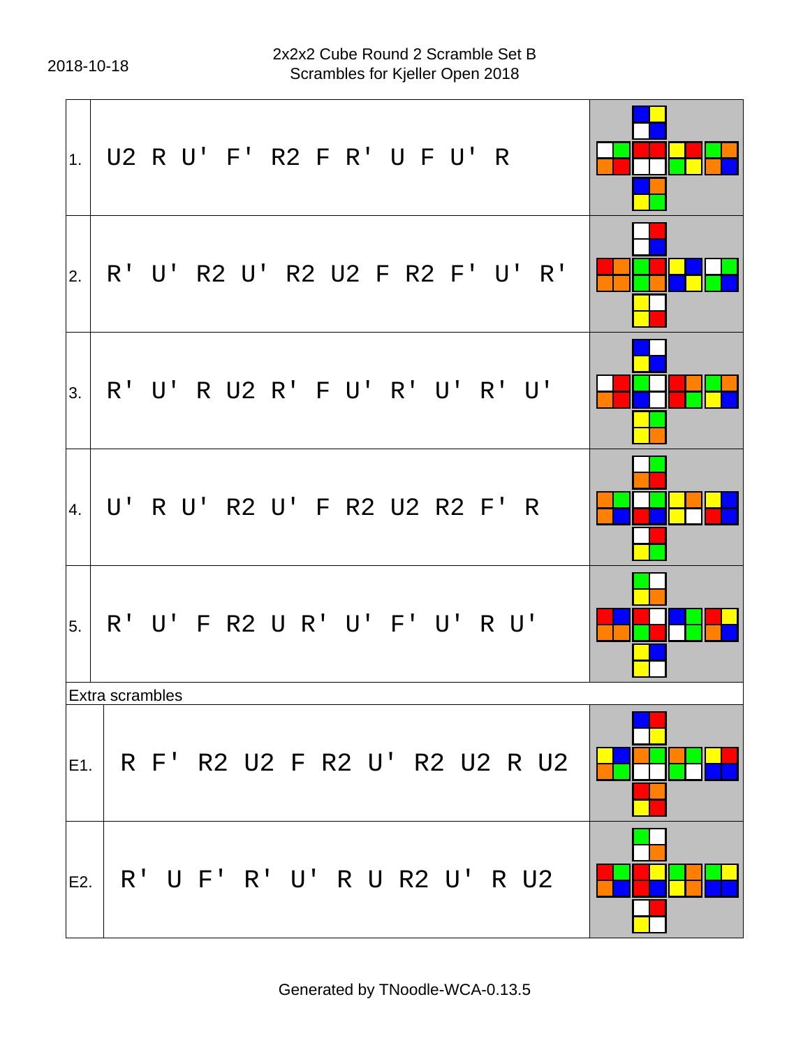2018-10-18

# 2x2x2 Cube Round 2 Scramble Set B
## Scrambles for Kjeller Open 2018

| # | Scramble |
|---|---|
| 1. | U2 R U' F' R2 F R' U F U' R |
| 2. | R' U' R2 U' R2 U2 F R2 F' U' R' |
| 3. | R' U' R U2 R' F U' R' U' R' U' |
| 4. | U' R U' R2 U' F R2 U2 R2 F' R |
| 5. | R' U' F R2 U R' U' F' U' R U' |

Extra scrambles

| # | Scramble |
|---|---|
| E1. | R F' R2 U2 F R2 U' R2 U2 R U2 |
| E2. | R' U F' R' U' R U R2 U' R U2 |

Generated by TNoodle-WCA-0.13.5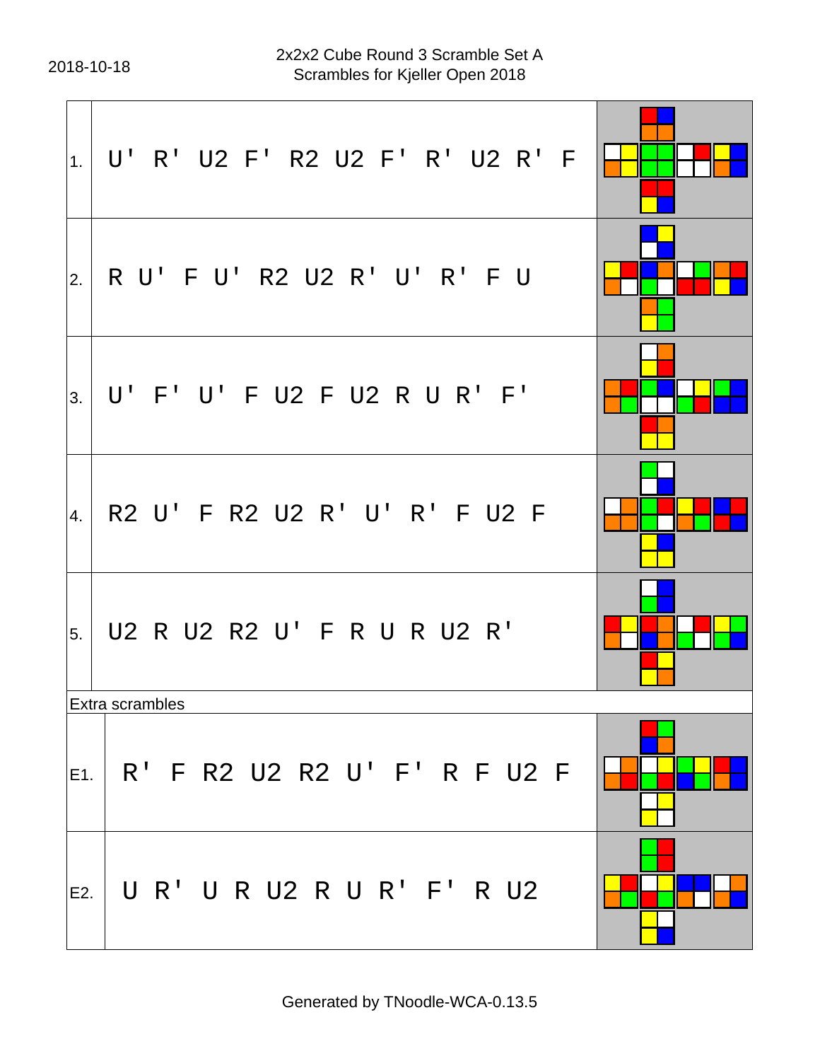2018-10-18

# 2x2x2 Cube Round 3 Scramble Set A
## Scrambles for Kjeller Open 2018

| # | Scramble |
|---|---|
| 1. | U' R' U2 F' R2 U2 F' R' U2 R' F |
| 2. | R U' F U' R2 U2 R' U' R' F U |
| 3. | U' F' U' F U2 F U2 R U R' F' |
| 4. | R2 U' F R2 U2 R' U' R' F U2 F |
| 5. | U2 R U2 R2 U' F R U R U2 R' |

Extra scrambles

| # | Scramble |
|---|---|
| E1. | R' F R2 U2 R2 U' F' R F U2 F |
| E2. | U R' U R U2 R U R' F' R U2 |

Generated by TNoodle-WCA-0.13.5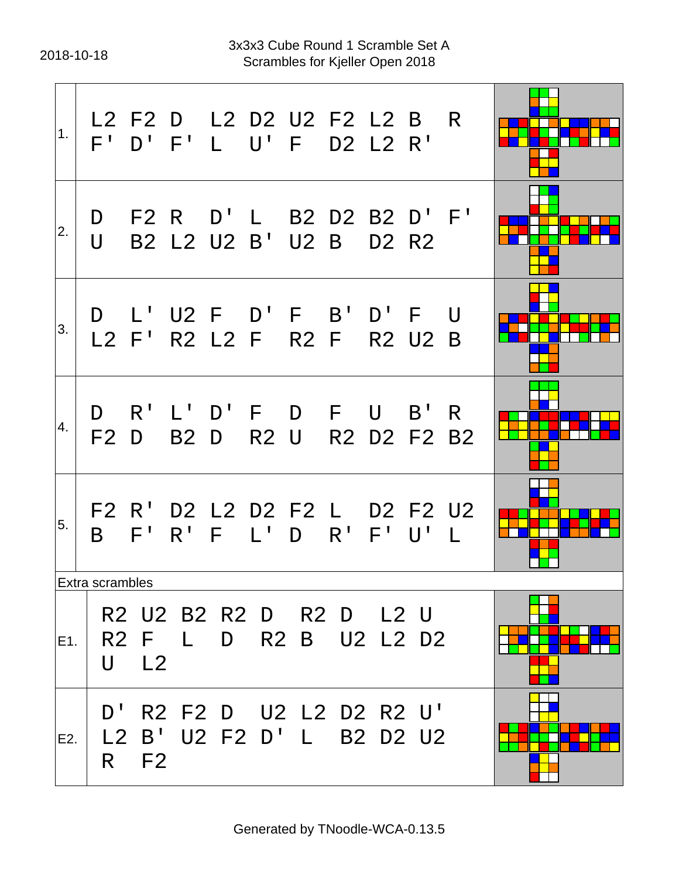2018-10-18

# 3x3x3 Cube Round 1 Scramble Set A
Scrambles for Kjeller Open 2018

| # | Scramble |
| --- | --- |
| 1. | L2 F2 D L2 D2 U2 F2 L2 B R F' D' F' L U' F D2 L2 R' |
| 2. | D F2 R D' L B2 D2 B2 D' F' U B2 L2 U2 B' U2 B D2 R2 |
| 3. | D L' U2 F D' F B' D' F U L2 F' R2 L2 F R2 F R2 U2 B |
| 4. | D R' L' D' F D F U B' R F2 D B2 D R2 U R2 D2 F2 B2 |
| 5. | F2 R' D2 L2 D2 F2 L D2 F2 U2 B F' R' F L' D R' F' U' L |

Extra scrambles

| # | Scramble |
| --- | --- |
| E1. | R2 U2 B2 R2 D R2 D L2 U R2 F L D R2 B U2 L2 D2 U L2 |
| E2. | D' R2 F2 D U2 L2 D2 R2 U' L2 B' U2 F2 D' L B2 D2 U2 R F2 |

Generated by TNoodle-WCA-0.13.5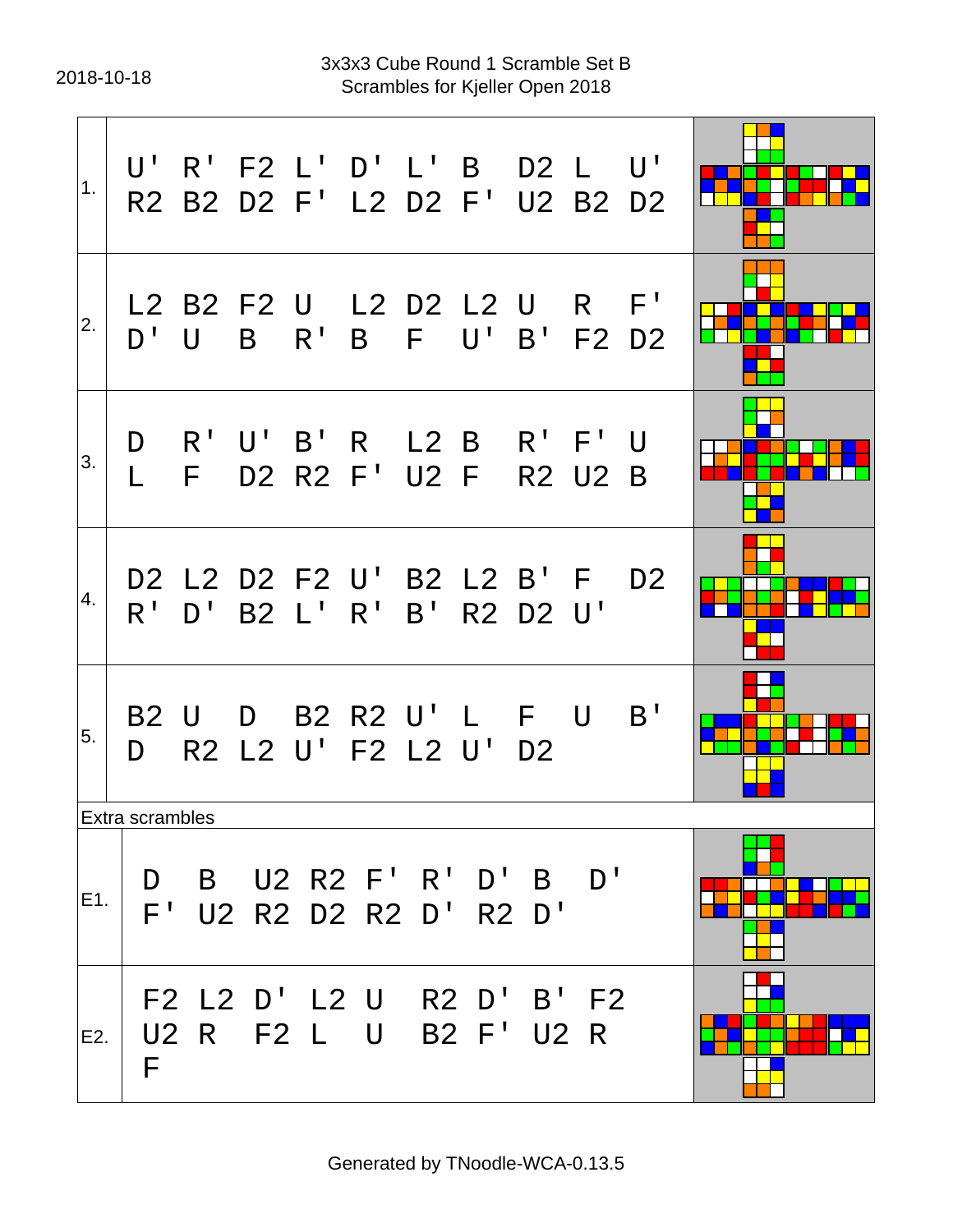2018-10-18

# 3x3x3 Cube Round 1 Scramble Set B
## Scrambles for Kjeller Open 2018

| # | Scramble |
|---|---|
| 1. | U' R' F2 L' D' L' B D2 L U' R2 B2 D2 F' L2 D2 F' U2 B2 D2 |
| 2. | L2 B2 F2 U L2 D2 L2 U R F' D' U B R' B F U' B' F2 D2 |
| 3. | D R' U' B' R L2 B R' F' U L F D2 R2 F' U2 F R2 U2 B |
| 4. | D2 L2 D2 F2 U' B2 L2 B' F D2 R' D' B2 L' R' B' R2 D2 U' |
| 5. | B2 U D B2 R2 U' L F U B' D R2 L2 U' F2 L2 U' D2 |

Extra scrambles

| # | Scramble |
|---|---|
| E1. | D B U2 R2 F' R' D' B D' F' U2 R2 D2 R2 D' R2 D' |
| E2. | F2 L2 D' L2 U R2 D' B' F2 U2 R F2 L U B2 F' U2 R F |

Generated by TNoodle-WCA-0.13.5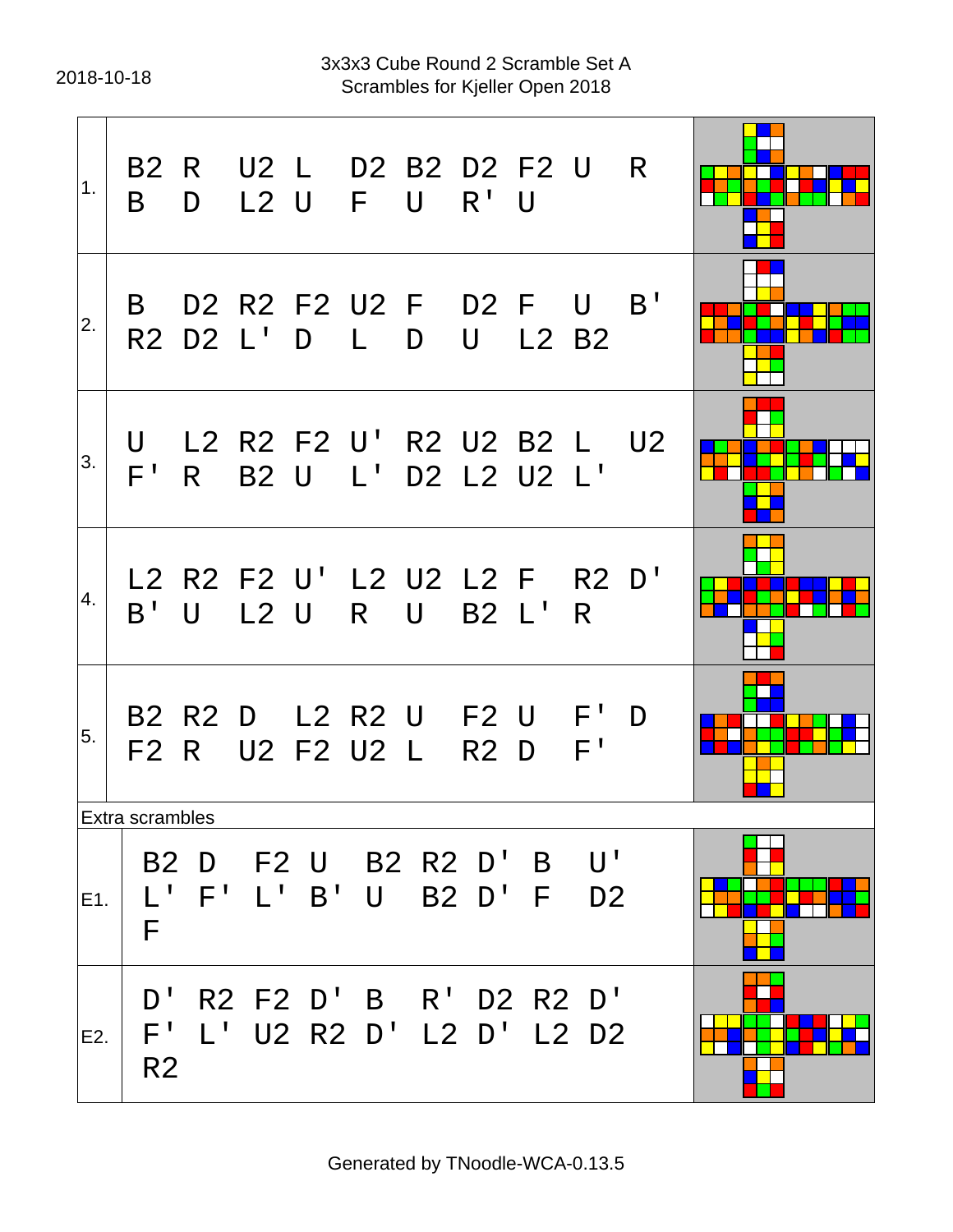2018-10-18

# 3x3x3 Cube Round 2 Scramble Set A
## Scrambles for Kjeller Open 2018

| # | Scramble |
|---|---|
| 1. | B2 R U2 L D2 B2 D2 F2 U R B D L2 U F U R' U |
| 2. | B D2 R2 F2 U2 F D2 F U B' R2 D2 L' D L D U L2 B2 |
| 3. | U L2 R2 F2 U' R2 U2 B2 L U2 F' R B2 U L' D2 L2 U2 L' |
| 4. | L2 R2 F2 U' L2 U2 L2 F R2 D' B' U L2 U R U B2 L' R |
| 5. | B2 R2 D L2 R2 U F2 U F' D F2 R U2 F2 U2 L R2 D F' |
| **Extra scrambles** | |
| E1. | B2 D F2 U B2 R2 D' B U' L' F' L' B' U B2 D' F D2 F |
| E2. | D' R2 F2 D' B R' D2 R2 D' F' L' U2 R2 D' L2 D' L2 D2 R2 |

Generated by TNoodle-WCA-0.13.5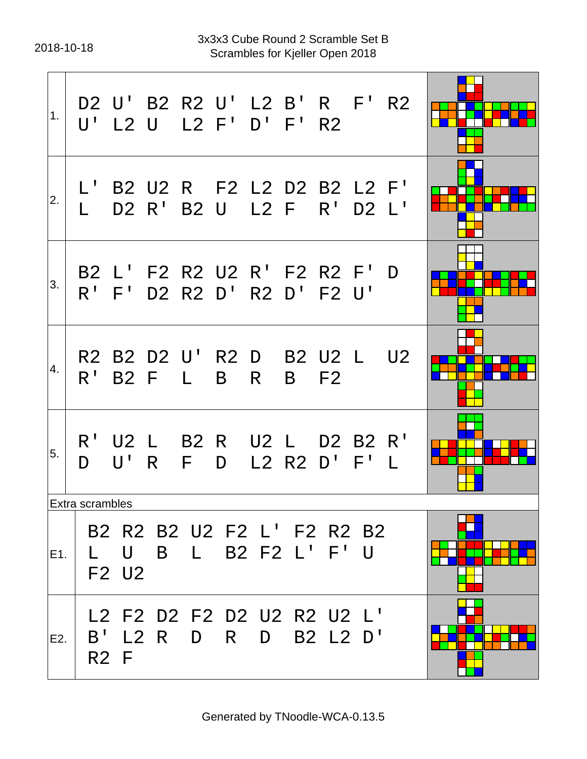2018-10-18

3x3x3 Cube Round 2 Scramble Set B
Scrambles for Kjeller Open 2018

| # | Scramble |
|---|---|
| 1. | D2 U' B2 R2 U' L2 B' R F' R2 U' L2 U L2 F' D' F' R2 |
| 2. | L' B2 U2 R F2 L2 D2 B2 L2 F' L D2 R' B2 U L2 F R' D2 L' |
| 3. | B2 L' F2 R2 U2 R' F2 R2 F' D R' F' D2 R2 D' R2 D' F2 U' |
| 4. | R2 B2 D2 U' R2 D B2 U2 L U2 R' B2 F L B R B F2 |
| 5. | R' U2 L B2 R U2 L D2 B2 R' D U' R F D L2 R2 D' F' L |
| **Extra scrambles** | |
| E1. | B2 R2 B2 U2 F2 L' F2 R2 B2 L U B L B2 F2 L' F' U F2 U2 |
| E2. | L2 F2 D2 F2 D2 U2 R2 U2 L' B' L2 R D R D B2 L2 D' R2 F |

Generated by TNoodle-WCA-0.13.5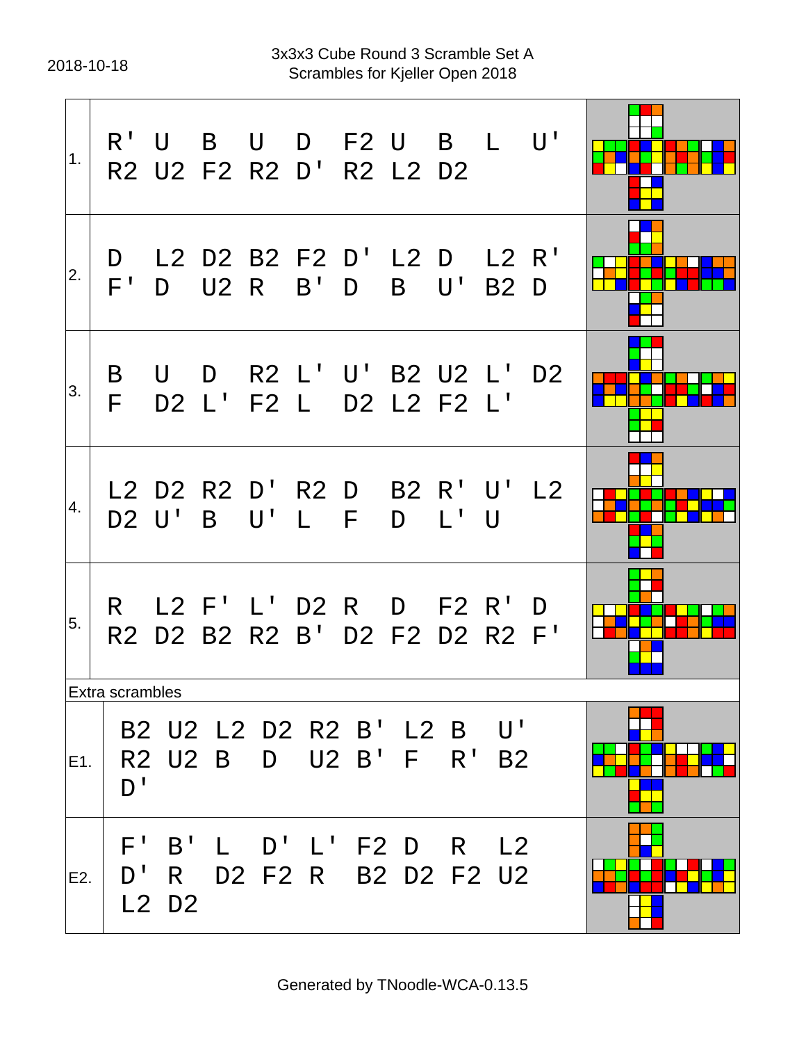2018-10-18

3x3x3 Cube Round 3 Scramble Set A
Scrambles for Kjeller Open 2018

| # | Scramble |
|---|---|
| 1. | R' U B U D F2 U B L U' R2 U2 F2 R2 D' R2 L2 D2 |
| 2. | D L2 D2 B2 F2 D' L2 D L2 R' F' D U2 R B' D B U' B2 D |
| 3. | B U D R2 L' U' B2 U2 L' D2 F D2 L' F2 L D2 L2 F2 L' |
| 4. | L2 D2 R2 D' R2 D B2 R' U' L2 D2 U' B U' L F D L' U |
| 5. | R L2 F' L' D2 R D F2 R' D R2 D2 B2 R2 B' D2 F2 D2 R2 F' |

Extra scrambles

| # | Scramble |
|---|---|
| E1. | B2 U2 L2 D2 R2 B' L2 B U' R2 U2 B D U2 B' F R' B2 D' |
| E2. | F' B' L D' L' F2 D R L2 D' R D2 F2 R B2 D2 F2 U2 L2 D2 |

Generated by TNoodle-WCA-0.13.5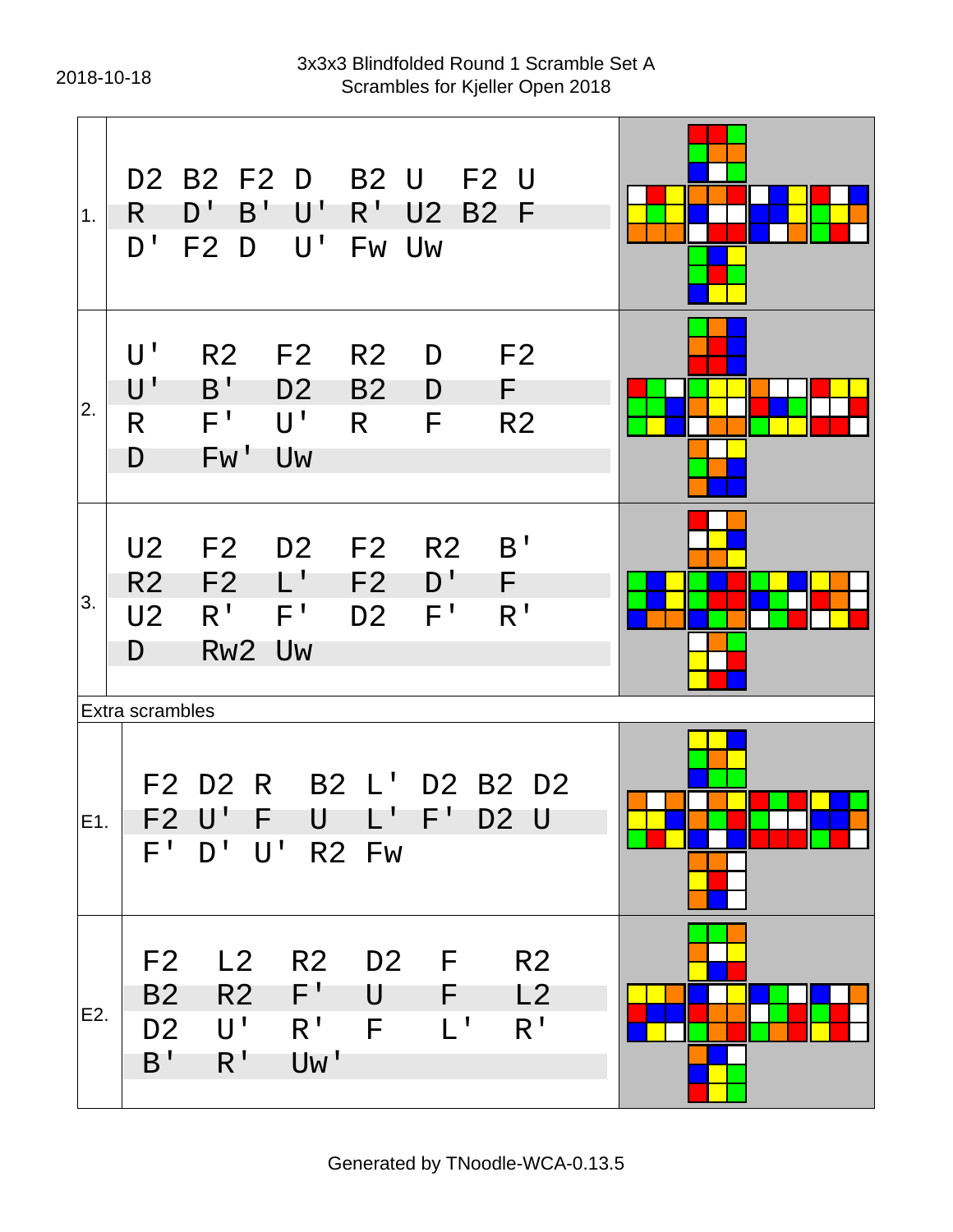2018-10-18

3x3x3 Blindfolded Round 1 Scramble Set A
Scrambles for Kjeller Open 2018

| | |
|---|---|
| 1. | D2 B2 F2 D B2 U F2 U R D' B' U' R' U2 B2 F D' F2 D U' Fw Uw |
| 2. | U' R2 F2 R2 D F2 U' B' D2 B2 D F R F' U' R F R2 D Fw' Uw |
| 3. | U2 F2 D2 F2 R2 B' R2 F2 L' F2 D' F U2 R' F' D2 F' R' D Rw2 Uw |

Extra scrambles

| | |
|---|---|
| E1. | F2 D2 R B2 L' D2 B2 D2 F2 U' F U L' F' D2 U F' D' U' R2 Fw |
| E2. | F2 L2 R2 D2 F R2 B2 R2 F' U F L2 D2 U' R' F L' R' B' R' Uw' |

Generated by TNoodle-WCA-0.13.5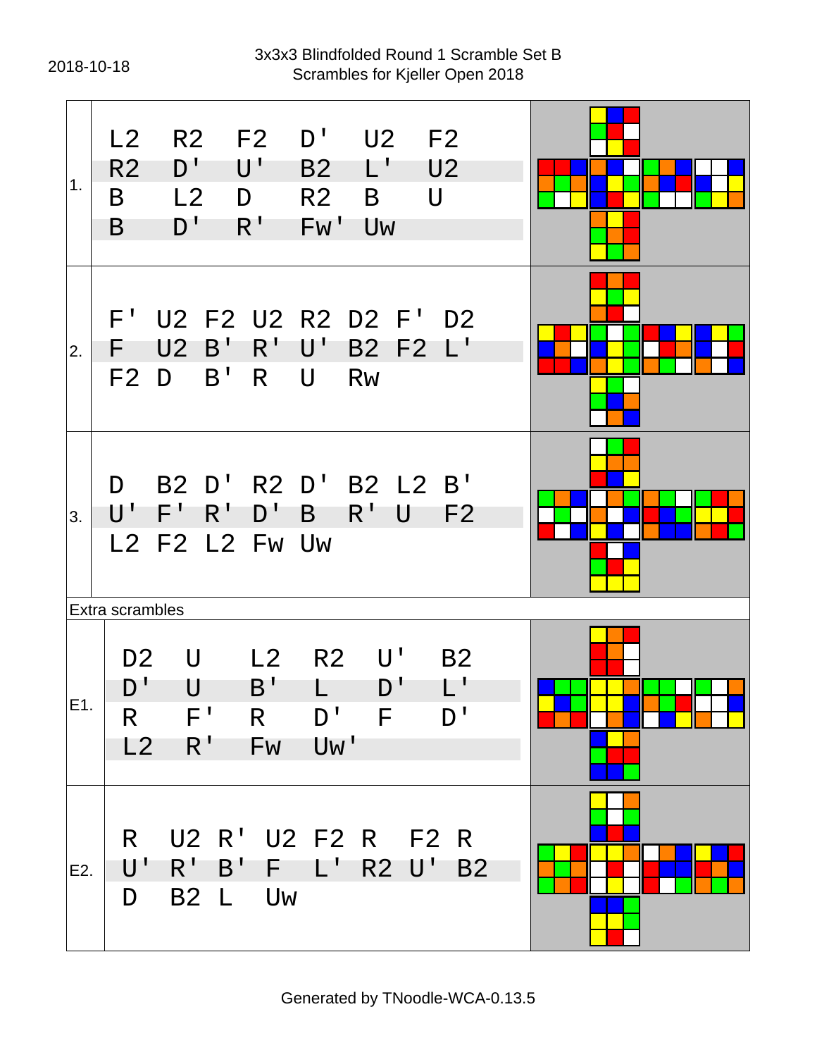2018-10-18

# 3x3x3 Blindfolded Round 1 Scramble Set B
## Scrambles for Kjeller Open 2018

| # | Scramble |
|---|---|
| 1. | L2 R2 F2 D' U2 F2 R2 D' U' B2 L' U2 B L2 D R2 B U B D' R' Fw' Uw |
| 2. | F' U2 F2 U2 R2 D2 F' D2 F U2 B' R' U' B2 F2 L' F2 D B' R U Rw |
| 3. | D B2 D' R2 D' B2 L2 B' U' F' R' D' B R' U F2 L2 F2 L2 Fw Uw |

Extra scrambles

| # | Scramble |
|---|---|
| E1. | D2 U L2 R2 U' B2 D' U B' L D' L' R F' R D' F D' L2 R' Fw Uw' |
| E2. | R U2 R' U2 F2 R F2 R U' R' B' F L' R2 U' B2 D B2 L Uw |

Generated by TNoodle-WCA-0.13.5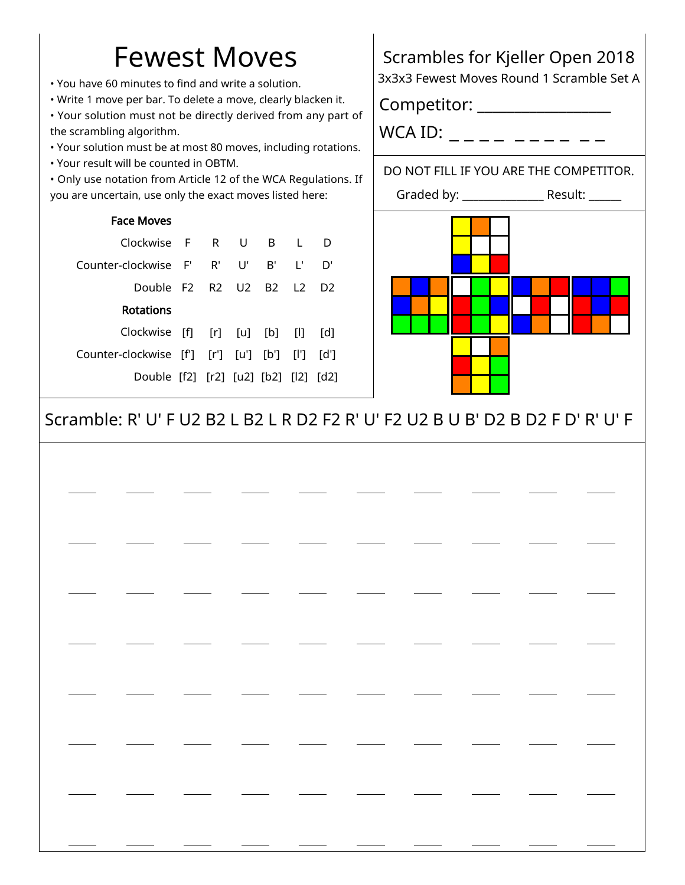# Fewest Moves

- You have 60 minutes to find and write a solution.
- Write 1 move per bar. To delete a move, clearly blacken it.
- Your solution must not be directly derived from any part of the scrambling algorithm.
- Your solution must be at most 80 moves, including rotations.
- Your result will be counted in OBTM.
- Only use notation from Article 12 of the WCA Regulations. If you are uncertain, use only the exact moves listed here:

**Face Moves**

| | | | | | | |
|---|---|---|---|---|---|---|
| Clockwise | F | R | U | B | L | D |
| Counter-clockwise | F' | R' | U' | B' | L' | D' |
| Double | F2 | R2 | U2 | B2 | L2 | D2 |

**Rotations**

| | | | | | | |
|---|---|---|---|---|---|---|
| Clockwise | [f] | [r] | [u] | [b] | [l] | [d] |
| Counter-clockwise | [f'] | [r'] | [u'] | [b'] | [l'] | [d'] |
| Double | [f2] | [r2] | [u2] | [b2] | [l2] | [d2] |

Scrambles for Kjeller Open 2018

3x3x3 Fewest Moves Round 1 Scramble Set A

Competitor: ___________________

WCA ID: _ _ _ _   _ _ _ _   _ _

DO NOT FILL IF YOU ARE THE COMPETITOR.

Graded by: _______________ Result: ______

Scramble: R' U' F U2 B2 L B2 L R D2 F2 R' U' F2 U2 B U B' D2 B D2 F D' R' U' F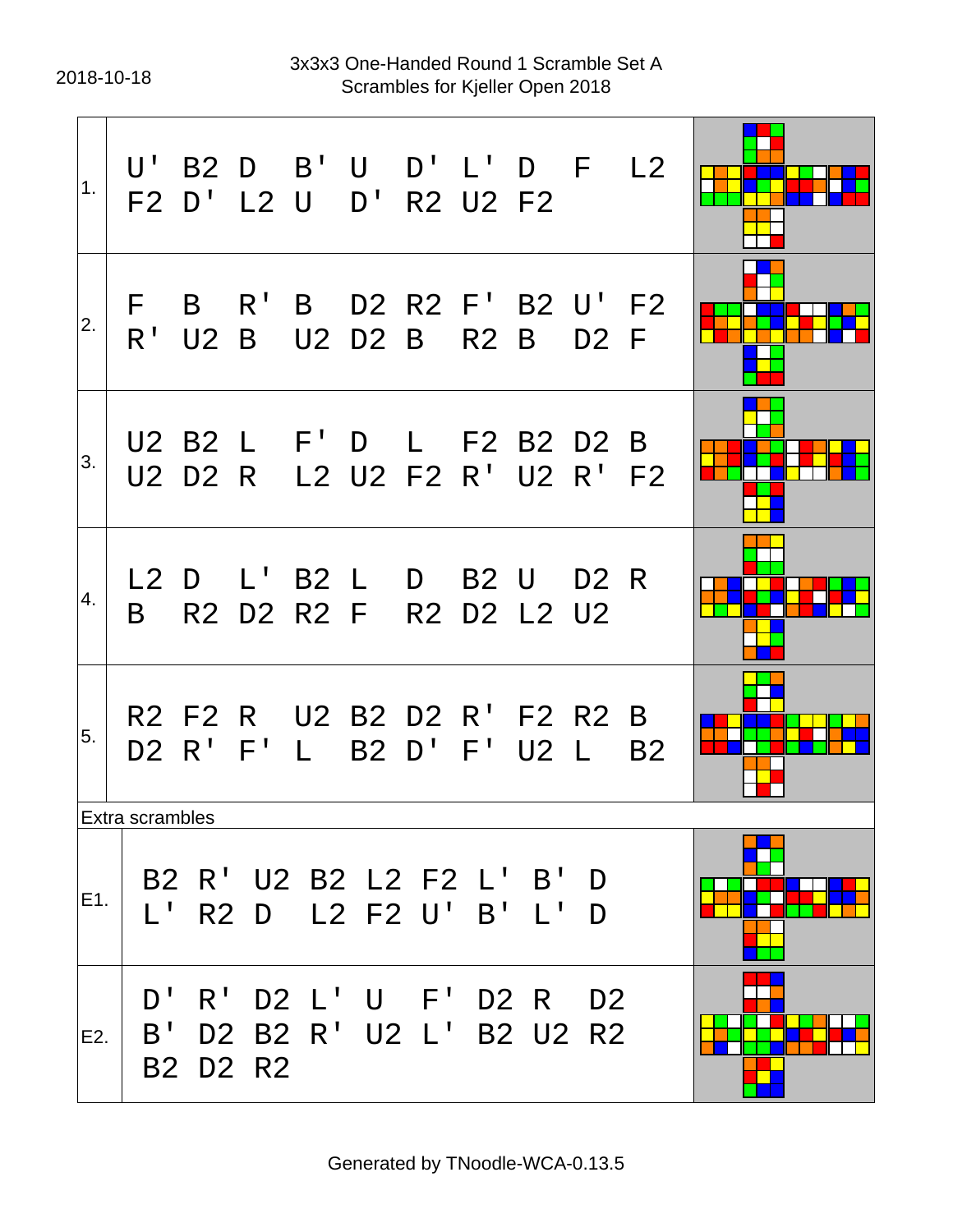2018-10-18

3x3x3 One-Handed Round 1 Scramble Set A
Scrambles for Kjeller Open 2018

| # | Scramble |
|---|---|
| 1. | U' B2 D B' U D' L' D F L2 F2 D' L2 U D' R2 U2 F2 |
| 2. | F B R' B D2 R2 F' B2 U' F2 R' U2 B U2 D2 B R2 B D2 F |
| 3. | U2 B2 L F' D L F2 B2 D2 B U2 D2 R L2 U2 F2 R' U2 R' F2 |
| 4. | L2 D L' B2 L D B2 U D2 R B R2 D2 R2 F R2 D2 L2 U2 |
| 5. | R2 F2 R U2 B2 D2 R' F2 R2 B D2 R' F' L B2 D' F' U2 L B2 |

Extra scrambles

| # | Scramble |
|---|---|
| E1. | B2 R' U2 B2 L2 F2 L' B' D L' R2 D L2 F2 U' B' L' D |
| E2. | D' R' D2 L' U F' D2 R D2 B' D2 B2 R' U2 L' B2 U2 R2 B2 D2 R2 |

Generated by TNoodle-WCA-0.13.5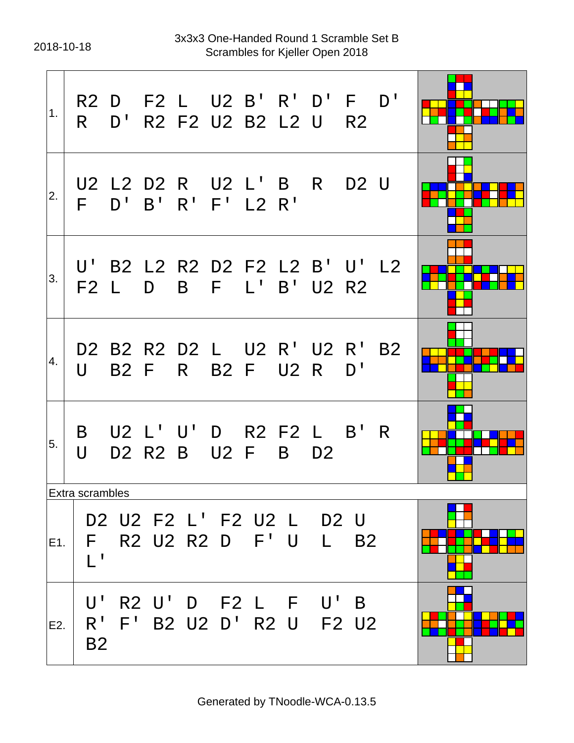2018-10-18

3x3x3 One-Handed Round 1 Scramble Set B
Scrambles for Kjeller Open 2018

| # | Scramble |
|---|---|
| 1. | R2 D F2 L U2 B' R' D' F D' R D' R2 F2 U2 B2 L2 U R2 |
| 2. | U2 L2 D2 R U2 L' B R D2 U F D' B' R' F' L2 R' |
| 3. | U' B2 L2 R2 D2 F2 L2 B' U' L2 F2 L D B F L' B' U2 R2 |
| 4. | D2 B2 R2 D2 L U2 R' U2 R' B2 U B2 F R B2 F U2 R D' |
| 5. | B U2 L' U' D R2 F2 L B' R U D2 R2 B U2 F B D2 |

Extra scrambles

| # | Scramble |
|---|---|
| E1. | D2 U2 F2 L' F2 U2 L D2 U F R2 U2 R2 D F' U L B2 L' |
| E2. | U' R2 U' D F2 L F U' B R' F' B2 U2 D' R2 U F2 U2 B2 |

Generated by TNoodle-WCA-0.13.5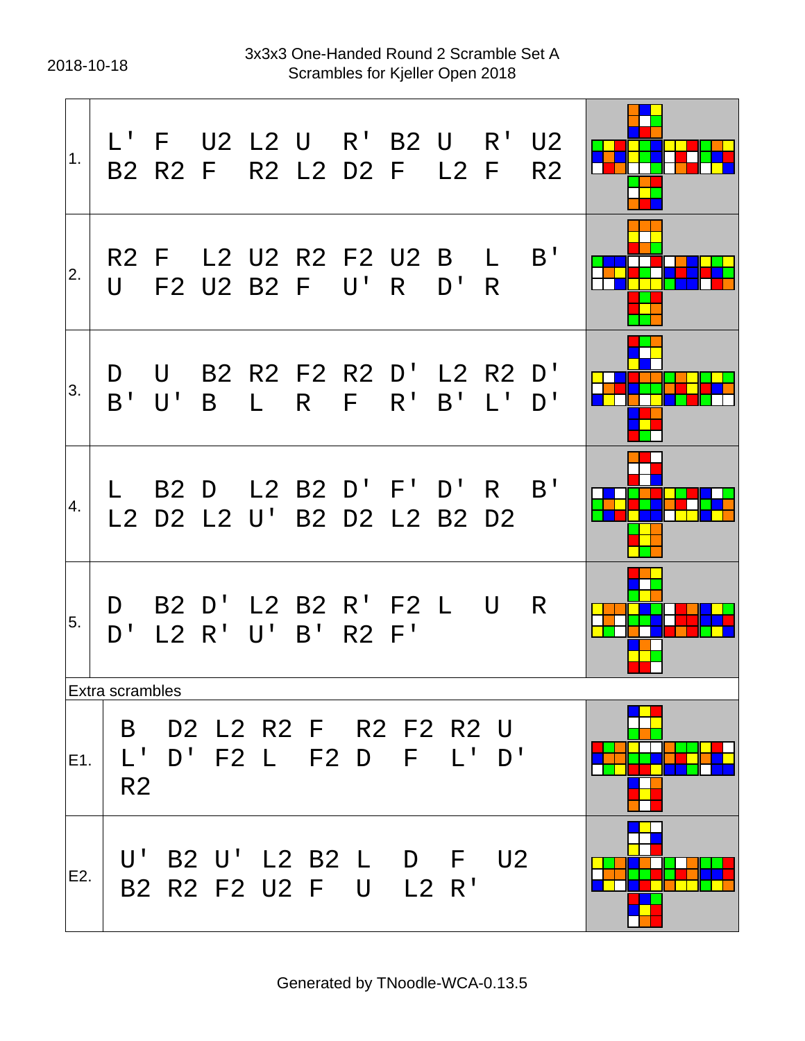2018-10-18

3x3x3 One-Handed Round 2 Scramble Set A
Scrambles for Kjeller Open 2018

| # | Scramble |
|---|---|
| 1. | L' F U2 L2 U R' B2 U R' U2 B2 R2 F R2 L2 D2 F L2 F R2 |
| 2. | R2 F L2 U2 R2 F2 U2 B L B' U F2 U2 B2 F U' R D' R |
| 3. | D U B2 R2 F2 R2 D' L2 R2 D' B' U' B L R F R' B' L' D' |
| 4. | L B2 D L2 B2 D' F' D' R B' L2 D2 L2 U' B2 D2 L2 B2 D2 |
| 5. | D B2 D' L2 B2 R' F2 L U R D' L2 R' U' B' R2 F' |

Extra scrambles

| # | Scramble |
|---|---|
| E1. | B D2 L2 R2 F R2 F2 R2 U L' D' F2 L F2 D F L' D' R2 |
| E2. | U' B2 U' L2 B2 L D F U2 B2 R2 F2 U2 F U L2 R' |

Generated by TNoodle-WCA-0.13.5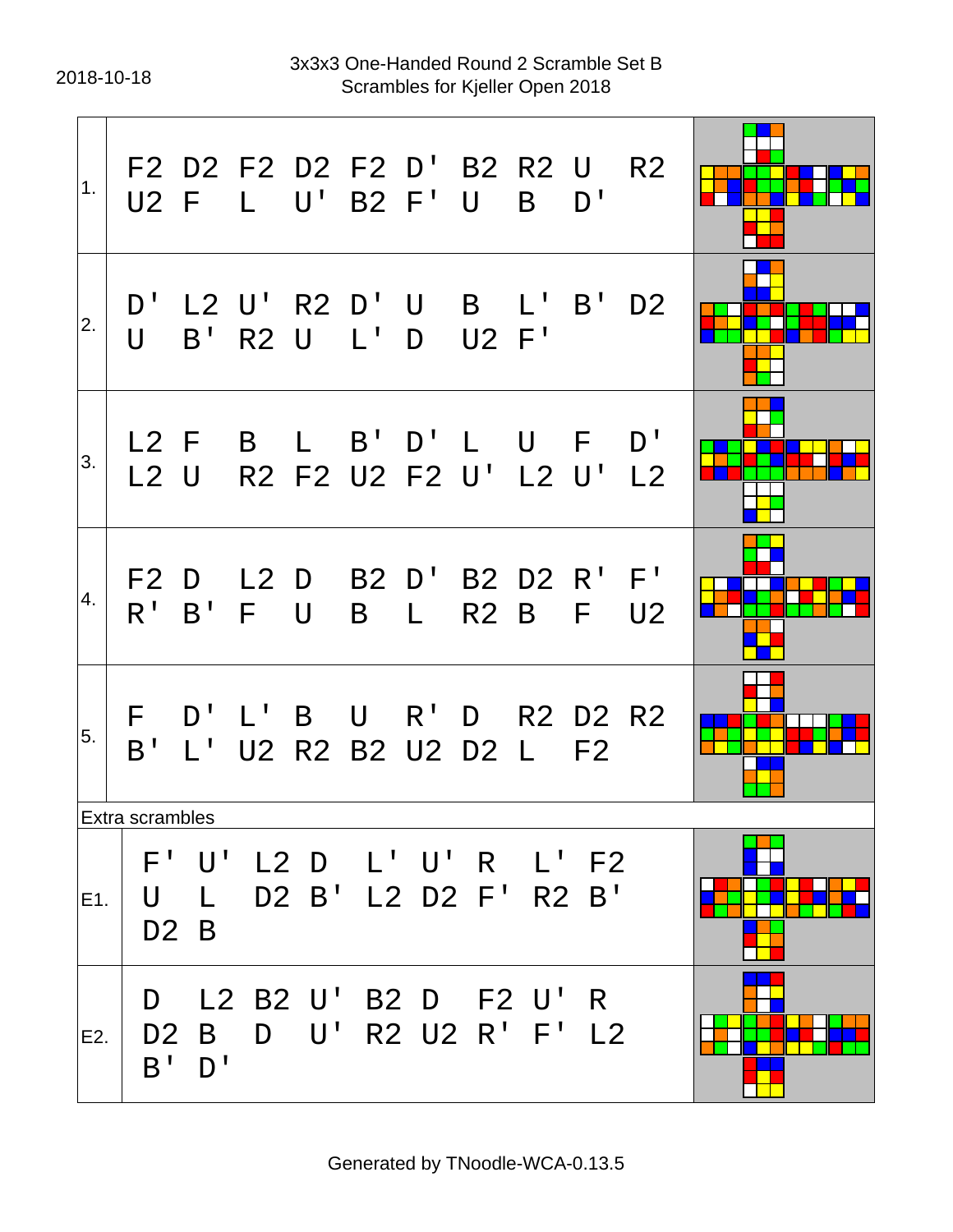2018-10-18

# 3x3x3 One-Handed Round 2 Scramble Set B
## Scrambles for Kjeller Open 2018

| # | Scramble |
|---|---|
| 1. | F2 D2 F2 D2 F2 D' B2 R2 U R2 U2 F L U' B2 F' U B D' |
| 2. | D' L2 U' R2 D' U B L' B' D2 U B' R2 U L' D U2 F' |
| 3. | L2 F B L B' D' L U F D' L2 U R2 F2 U2 F2 U' L2 U' L2 |
| 4. | F2 D L2 D B2 D' B2 D2 R' F' R' B' F U B L R2 B F U2 |
| 5. | F D' L' B U R' D R2 D2 R2 B' L' U2 R2 B2 U2 D2 L F2 |

Extra scrambles

| # | Scramble |
|---|---|
| E1. | F' U' L2 D L' U' R L' F2 U L D2 B' L2 D2 F' R2 B' D2 B |
| E2. | D L2 B2 U' B2 D F2 U' R D2 B D U' R2 U2 R' F' L2 B' D' |

Generated by TNoodle-WCA-0.13.5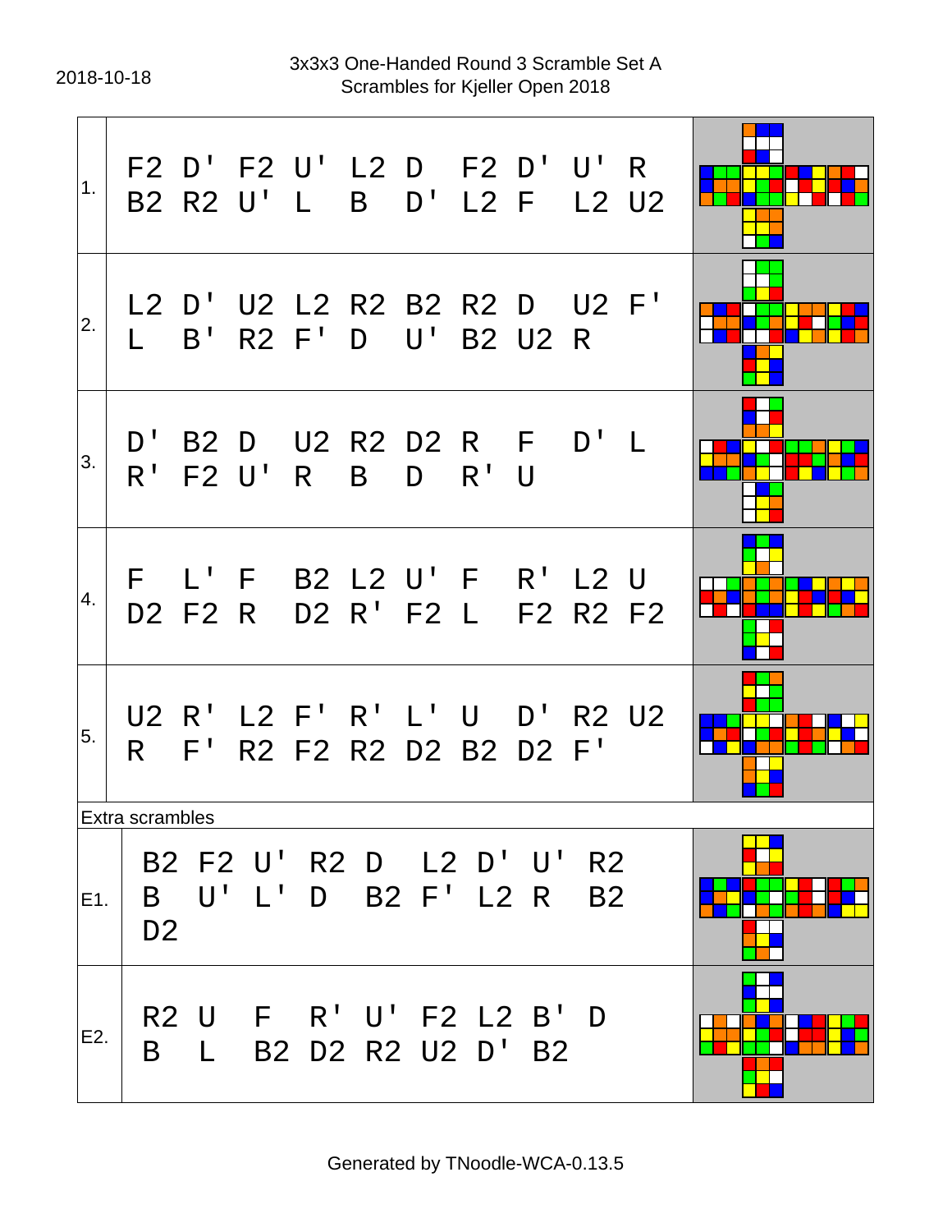2018-10-18

3x3x3 One-Handed Round 3 Scramble Set A
Scrambles for Kjeller Open 2018

| # | Scramble |
|---|---|
| 1. | F2 D' F2 U' L2 D F2 D' U' R B2 R2 U' L B D' L2 F L2 U2 |
| 2. | L2 D' U2 L2 R2 B2 R2 D U2 F' L B' R2 F' D U' B2 U2 R |
| 3. | D' B2 D U2 R2 D2 R F D' L R' F2 U' R B D R' U |
| 4. | F L' F B2 L2 U' F R' L2 U D2 F2 R D2 R' F2 L F2 R2 F2 |
| 5. | U2 R' L2 F' R' L' U D' R2 U2 R F' R2 F2 R2 D2 B2 D2 F' |

Extra scrambles

| # | Scramble |
|---|---|
| E1. | B2 F2 U' R2 D L2 D' U' R2 B U' L' D B2 F' L2 R B2 D2 |
| E2. | R2 U F R' U' F2 L2 B' D B L B2 D2 R2 U2 D' B2 |

Generated by TNoodle-WCA-0.13.5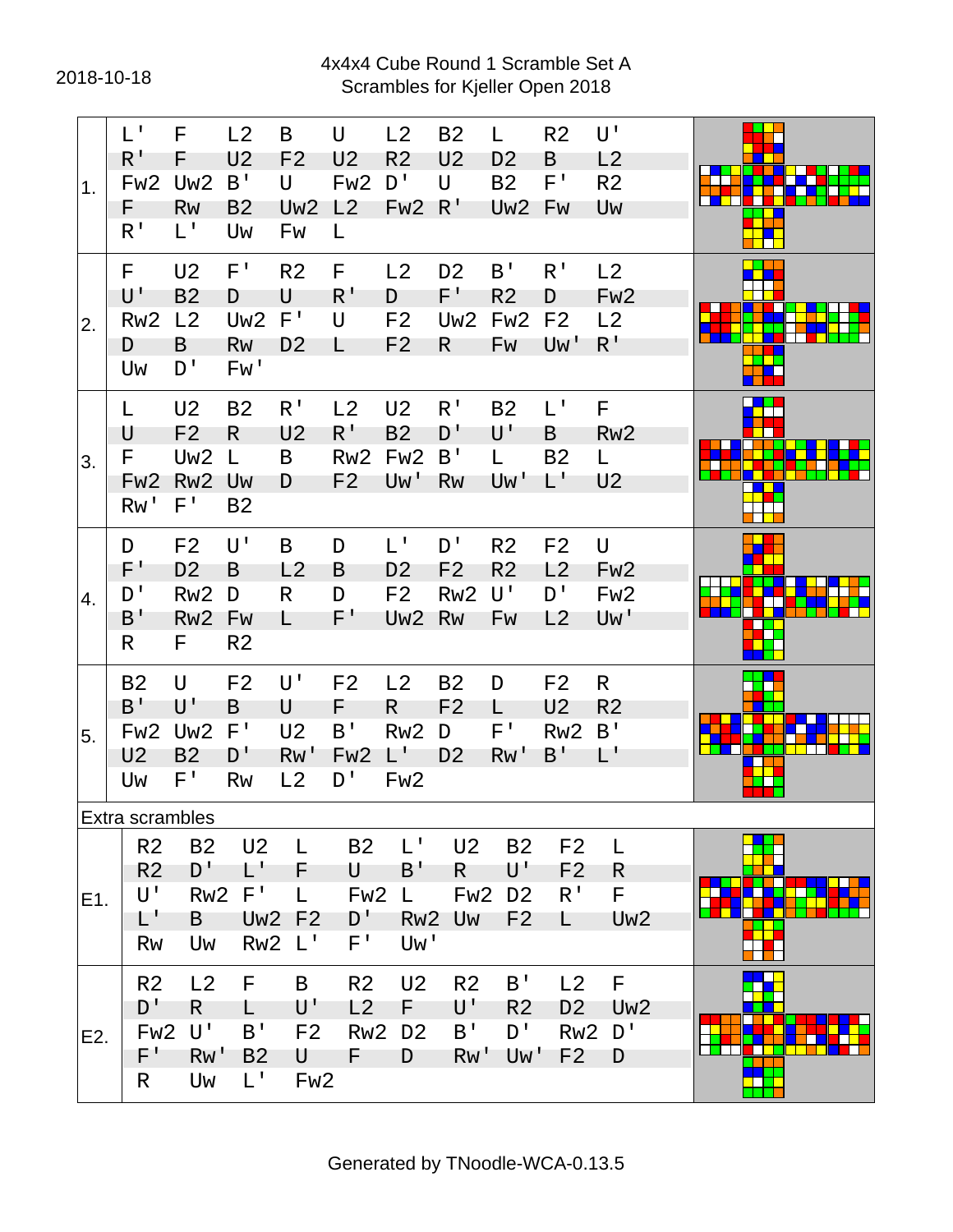2018-10-18

# 4x4x4 Cube Round 1 Scramble Set A
## Scrambles for Kjeller Open 2018

| # | Scramble |
|---|---|
| 1. | L' F L2 B U L2 B2 L R2 U' R' F U2 F2 U2 R2 U2 D2 B L2 Fw2 Uw2 B' U Fw2 D' U B2 F' R2 F Rw B2 Uw2 L2 Fw2 R' Uw2 Fw Uw R' L' Uw Fw L |
| 2. | F U2 F' R2 F L2 D2 B' R' L2 U' B2 D U R' D F' R2 D Fw2 Rw2 L2 Uw2 F' U F2 Uw2 Fw2 F2 L2 D B Rw D2 L F2 R Fw Uw' R' Uw D' Fw' |
| 3. | L U2 B2 R' L2 U2 R' B2 L' F U F2 R U2 R' B2 D' U' B Rw2 F Uw2 L B Rw2 Fw2 B' L B2 L Fw2 Rw2 Uw D F2 Uw' Rw Uw' L' U2 Rw' F' B2 |
| 4. | D F2 U' B D L' D' R2 F2 U F' D2 B L2 B D2 F2 R2 L2 Fw2 D' Rw2 D R D F2 Rw2 U' D' Fw2 B' Rw2 Fw L F' Uw2 Rw Fw L2 Uw' R F R2 |
| 5. | B2 U F2 U' F2 L2 B2 D F2 R B' U' B U F R F2 L U2 R2 Fw2 Uw2 F' U2 B' Rw2 D F' Rw2 B' U2 B2 D' Rw' Fw2 L' D2 Rw' B' L' Uw F' Rw L2 D' Fw2 |

Extra scrambles

| # | Scramble |
|---|---|
| E1. | R2 B2 U2 L B2 L' U2 B2 F2 L R2 D' L' F U B' R U' F2 R U' Rw2 F' L Fw2 L Fw2 D2 R' F L' B Uw2 F2 D' Rw2 Uw F2 L Uw2 Rw Uw Rw2 L' F' Uw' |
| E2. | R2 L2 F B R2 U2 R2 B' L2 F D' R L U' L2 F U' R2 D2 Uw2 Fw2 U' B' F2 Rw2 D2 B' D' Rw2 D' F' Rw' B2 U F D Rw' Uw' F2 D R Uw L' Fw2 |

Generated by TNoodle-WCA-0.13.5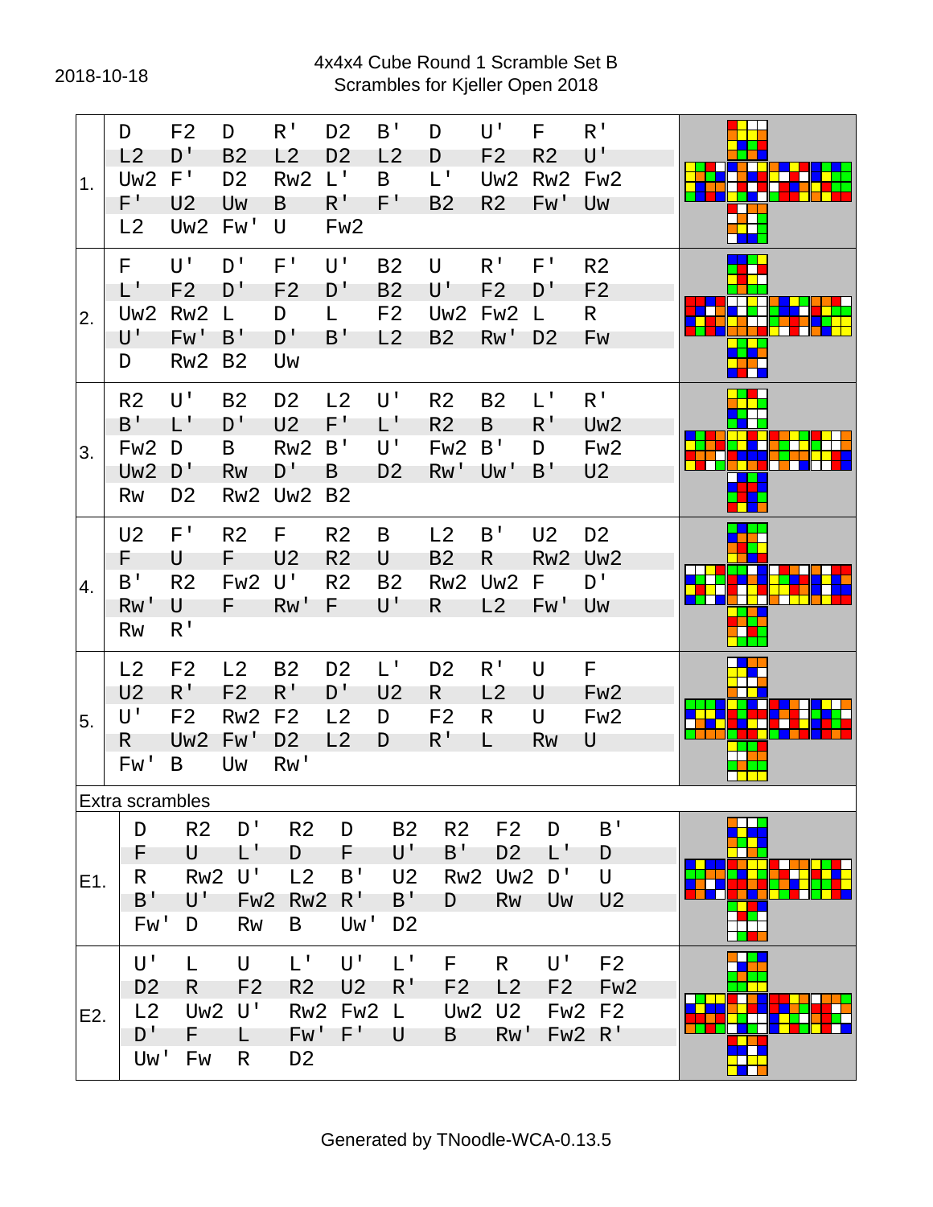2018-10-18

# 4x4x4 Cube Round 1 Scramble Set B
## Scrambles for Kjeller Open 2018

| # | Scramble |
|---|---|
| 1. | D F2 D R' D2 B' D U' F R' L2 D' B2 L2 D2 L2 D F2 R2 U' Uw2 F' D2 Rw2 L' B L' Uw2 Rw2 Fw2 F' U2 Uw B R' F' B2 R2 Fw' Uw L2 Uw2 Fw' U Fw2 |
| 2. | F U' D' F' U' B2 U R' F' R2 L' F2 D' F2 D' B2 U' F2 D' F2 Uw2 Rw2 L D L F2 Uw2 Fw2 L R U' Fw' B' D' B' L2 B2 Rw' D2 Fw D Rw2 B2 Uw |
| 3. | R2 U' B2 D2 L2 U' R2 B2 L' R' B' L' D' U2 F' L' R2 B R' Uw2 Fw2 D B Rw2 B' U' Fw2 B' D Fw2 Uw2 D' Rw D' B D2 Rw' Uw' B' U2 Rw D2 Rw2 Uw2 B2 |
| 4. | U2 F' R2 F R2 B L2 B' U2 D2 F U F U2 R2 U B2 R Rw2 Uw2 B' R2 Fw2 U' R2 B2 Rw2 Uw2 F D' Rw' U F Rw' F U' R L2 Fw' Uw Rw R' |
| 5. | L2 F2 L2 B2 D2 L' D2 R' U F U2 R' F2 R' D' U2 R L2 U Fw2 U' F2 Rw2 F2 L2 D F2 R U Fw2 R Uw2 Fw' D2 L2 D R' L Rw U Fw' B Uw Rw' |

Extra scrambles

| # | Scramble |
|---|---|
| E1. | D R2 D' R2 D B2 R2 F2 D B' F U L' D F U' B' D2 L' D R Rw2 U' L2 B' U2 Rw2 Uw2 D' U B' U' Fw2 Rw2 R' B' D Rw Uw U2 Fw' D Rw B Uw' D2 |
| E2. | U' L U L' U' L' F R U' F2 D2 R F2 R2 U2 R' F2 L2 F2 Fw2 L2 Uw2 U' Rw2 Fw2 L Uw2 U2 Fw2 F2 D' F L Fw' F' U B Rw' Fw2 R' Uw' Fw R D2 |

Generated by TNoodle-WCA-0.13.5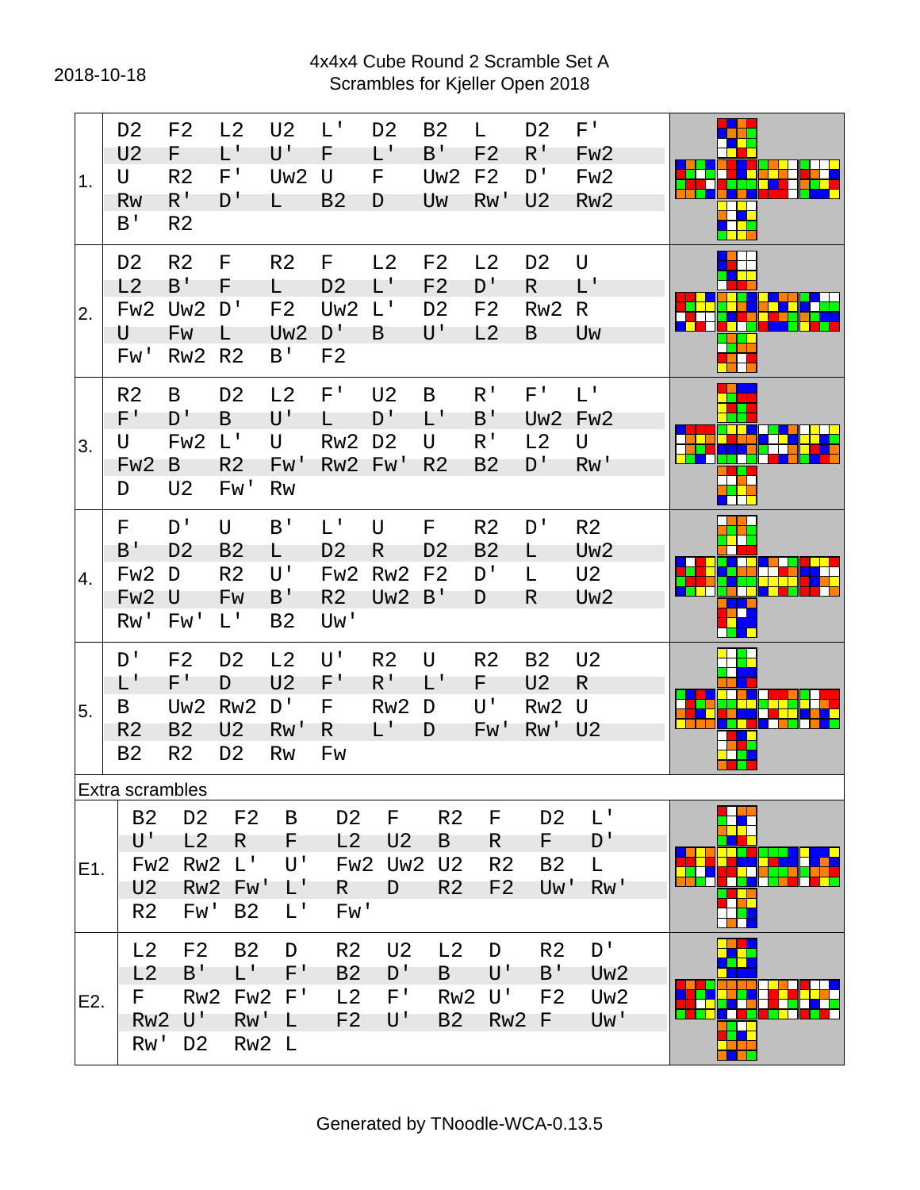2018-10-18

# 4x4x4 Cube Round 2 Scramble Set A
## Scrambles for Kjeller Open 2018

| # | Scramble |
|---|---|
| 1. | D2 F2 L2 U2 L' D2 B2 L D2 F' U2 F L' U' F L' B' F2 R' Fw2 U R2 F' Uw2 U F Uw2 F2 D' Fw2 Rw R' D' L B2 D Uw Rw' U2 Rw2 B' R2 |
| 2. | D2 R2 F R2 F L2 F2 L2 D2 U L2 B' F L D2 L' F2 D' R L' Fw2 Uw2 D' F2 Uw2 L' D2 F2 Rw2 R U Fw L Uw2 D' B U' L2 B Uw Fw' Rw2 R2 B' F2 |
| 3. | R2 B D2 L2 F' U2 B R' F' L' F' D' B U' L D' L' B' Uw2 Fw2 U Fw2 L' U Rw2 D2 U R' L2 U Fw2 B R2 Fw' Rw2 Fw' R2 B2 D' Rw' D U2 Fw' Rw |
| 4. | F D' U B' L' U F R2 D' R2 B' D2 B2 L D2 R D2 B2 L Uw2 Fw2 D R2 U' Fw2 Rw2 F2 D' L U2 Fw2 U Fw B' R2 Uw2 B' D R Uw2 Rw' Fw' L' B2 Uw' |
| 5. | D' F2 D2 L2 U' R2 U R2 B2 U2 L' F' D U2 F' R' L' F U2 R B Uw2 Rw2 D' F Rw2 D U' Rw2 U R2 B2 U2 Rw' R L' D Fw' Rw' U2 B2 R2 D2 Rw Fw |

Extra scrambles

| # | Scramble |
|---|---|
| E1. | B2 D2 F2 B D2 F R2 F D2 L' U' L2 R F L2 U2 B R F D' Fw2 Rw2 L' U' Fw2 Uw2 U2 R2 B2 L U2 Rw2 Fw' L' R D R2 F2 Uw' Rw' R2 Fw' B2 L' Fw' |
| E2. | L2 F2 B2 D R2 U2 L2 D R2 D' L2 B' L' F' B2 D' B U' B' Uw2 F Rw2 Fw2 F' L2 F' Rw2 U' F2 Uw2 Rw2 U' Rw' L F2 U' B2 Rw2 F Uw' Rw' D2 Rw2 L |

Generated by TNoodle-WCA-0.13.5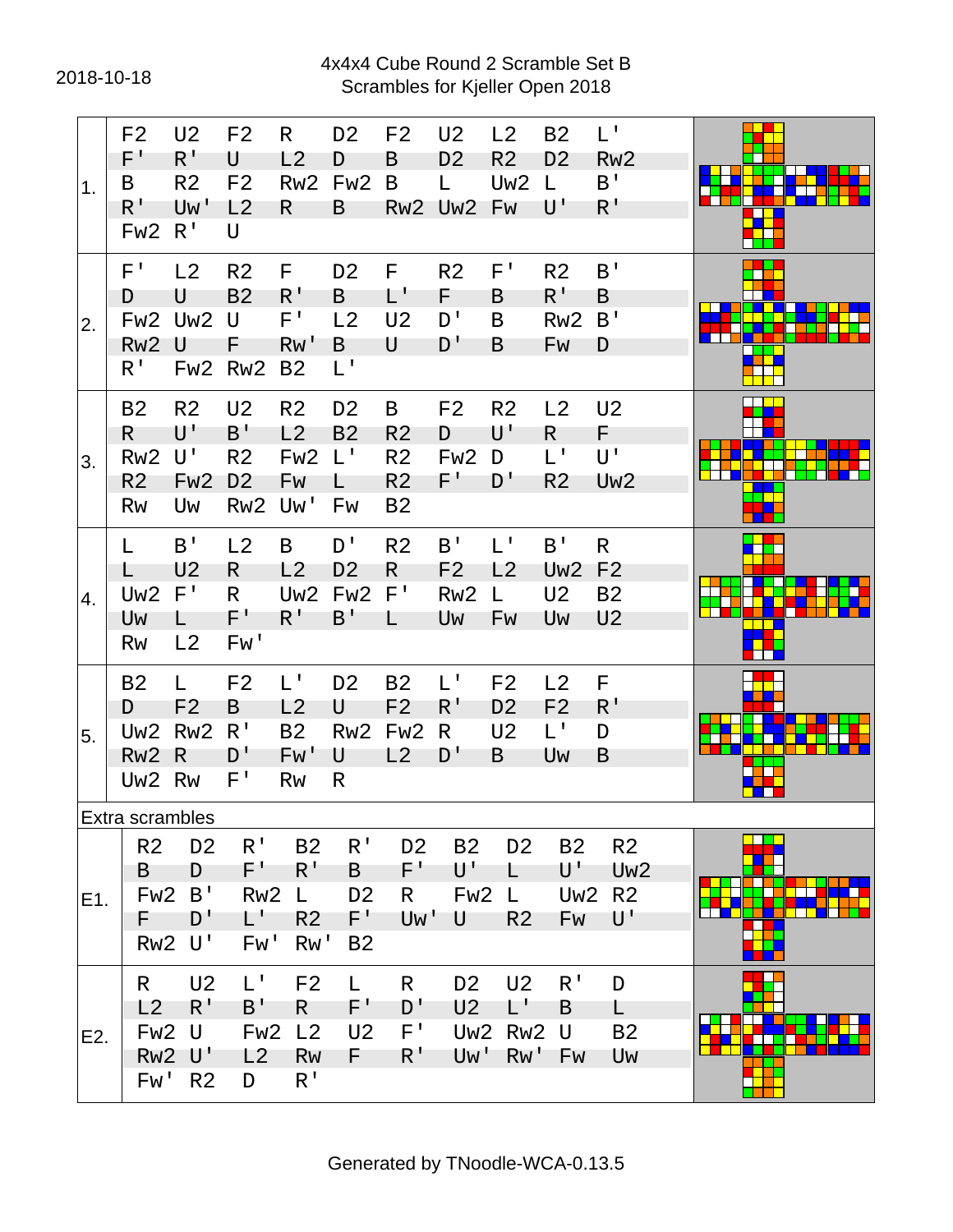2018-10-18

# 4x4x4 Cube Round 2 Scramble Set B
## Scrambles for Kjeller Open 2018

| # | Scramble |
|---|---|
| 1. | F2 U2 F2 R D2 F2 U2 L2 B2 L' F' R' U L2 D B D2 R2 D2 Rw2 B R2 F2 Rw2 Fw2 B L Uw2 L B' R' Uw' L2 R B Rw2 Uw2 Fw U' R' Fw2 R' U |
| 2. | F' L2 R2 F D2 F R2 F' R2 B' D U B2 R' B L' F B R' B Fw2 Uw2 U F' L2 U2 D' B Rw2 B' Rw2 U F Rw' B U D' B Fw D R' Fw2 Rw2 B2 L' |
| 3. | B2 R2 U2 R2 D2 B F2 R2 L2 U2 R U' B' L2 B2 R2 D U' R F Rw2 U' R2 Fw2 L' R2 Fw2 D L' U' R2 Fw2 D2 Fw L R2 F' D' R2 Uw2 Rw Uw Rw2 Uw' Fw B2 |
| 4. | L B' L2 B D' R2 B' L' B' R L U2 R L2 D2 R F2 L2 Uw2 F2 Uw2 F' R Uw2 Fw2 F' Rw2 L U2 B2 Uw L F' R' B' L Uw Fw Uw U2 Rw L2 Fw' |
| 5. | B2 L F2 L' D2 B2 L' F2 L2 F D F2 B L2 U F2 R' D2 F2 R' Uw2 Rw2 R' B2 Rw2 Fw2 R U2 L' D Rw2 R D' Fw' U L2 D' B Uw B Uw2 Rw F' Rw R |

Extra scrambles

| # | Scramble |
|---|---|
| E1. | R2 D2 R' B2 R' D2 B2 D2 B2 R2 B D F' R' B F' U' L U' Uw2 Fw2 B' Rw2 L D2 R Fw2 L Uw2 R2 F D' L' R2 F' Uw' U R2 Fw U' Rw2 U' Fw' Rw' B2 |
| E2. | R U2 L' F2 L R D2 U2 R' D L2 R' B' R F' D' U2 L' B L Fw2 U Fw2 L2 U2 F' Uw2 Rw2 U B2 Rw2 U' L2 Rw F R' Uw' Rw' Fw Uw Fw' R2 D R' |

Generated by TNoodle-WCA-0.13.5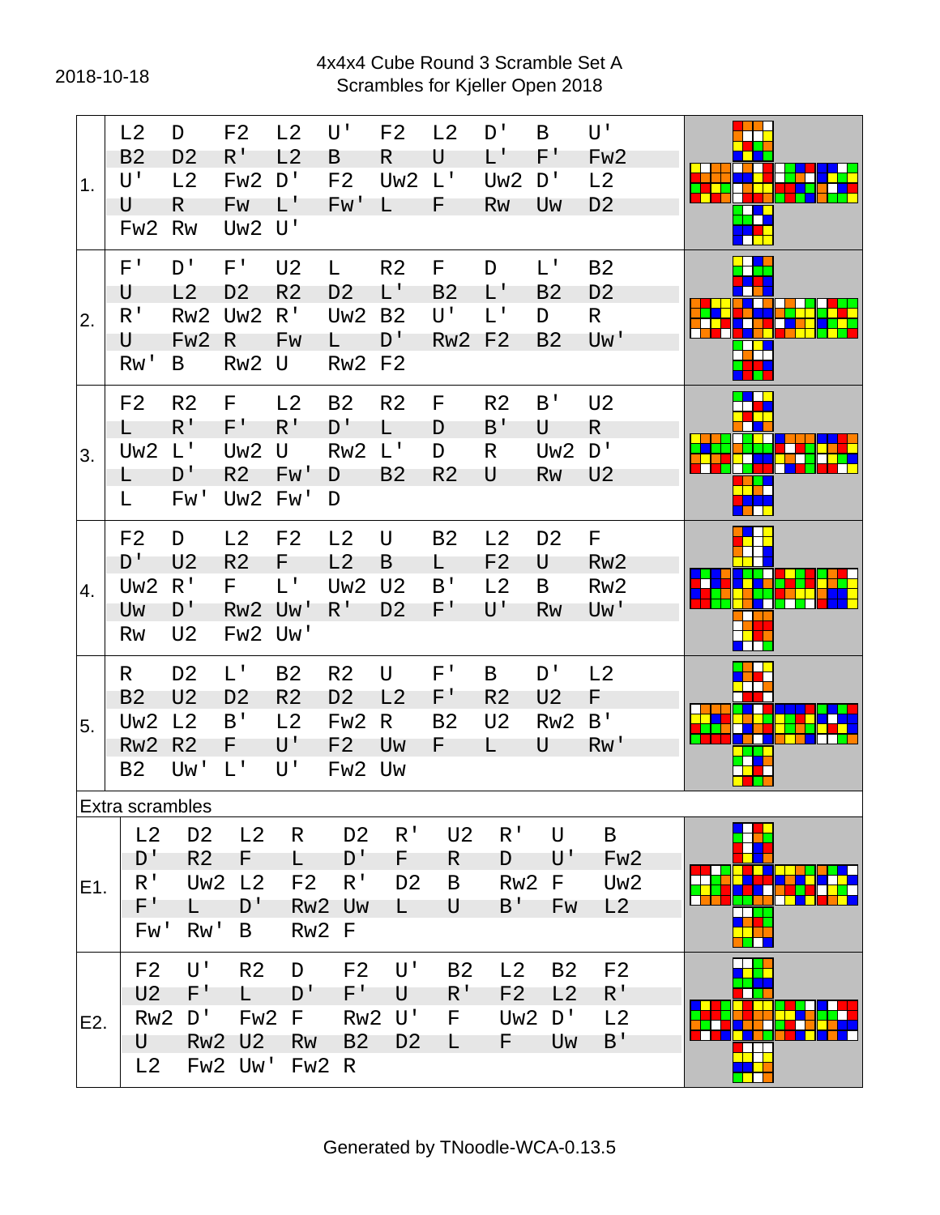2018-10-18

# 4x4x4 Cube Round 3 Scramble Set A
## Scrambles for Kjeller Open 2018

| # | Scramble |
|---|---|
| 1. | L2 D F2 L2 U' F2 L2 D' B U' B2 D2 R' L2 B R U L' F' Fw2 U' L2 Fw2 D' F2 Uw2 L' Uw2 D' L2 U R Fw L' Fw' L F Rw Uw D2 Fw2 Rw Uw2 U' |
| 2. | F' D' F' U2 L R2 F D L' B2 U L2 D2 R2 D2 L' B2 L' B2 D2 R' Rw2 Uw2 R' Uw2 B2 U' L' D R U Fw2 R Fw L D' Rw2 F2 B2 Uw' Rw' B Rw2 U Rw2 F2 |
| 3. | F2 R2 F L2 B2 R2 F R2 B' U2 L R' F' R' D' L D B' U R Uw2 L' Uw2 U Rw2 L' D R Uw2 D' L D' R2 Fw' D B2 R2 U Rw U2 L Fw' Uw2 Fw' D |
| 4. | F2 D L2 F2 L2 U B2 L2 D2 F D' U2 R2 F L2 B L F2 U Rw2 Uw2 R' F L' Uw2 U2 B' L2 B Rw2 Uw D' Rw2 Uw' R' D2 F' U' Rw Uw' Rw U2 Fw2 Uw' |
| 5. | R D2 L' B2 R2 U F' B D' L2 B2 U2 D2 R2 D2 L2 F' R2 U2 F Uw2 L2 B' L2 Fw2 R B2 U2 Rw2 B' Rw2 R2 F U' F2 Uw F L U Rw' B2 Uw' L' U' Fw2 Uw |

Extra scrambles

| # | Scramble |
|---|---|
| E1. | L2 D2 L2 R D2 R' U2 R' U B D' R2 F L D' F R D U' Fw2 R' Uw2 L2 F2 R' D2 B Rw2 F Uw2 F' L D' Rw2 Uw L U B' Fw L2 Fw' Rw' B Rw2 F |
| E2. | F2 U' R2 D F2 U' B2 L2 B2 F2 U2 F' L D' F' U R' F2 L2 R' Rw2 D' Fw2 F Rw2 U' F Uw2 D' L2 U Rw2 U2 Rw B2 D2 L F Uw B' L2 Fw2 Uw' Fw2 R |

Generated by TNoodle-WCA-0.13.5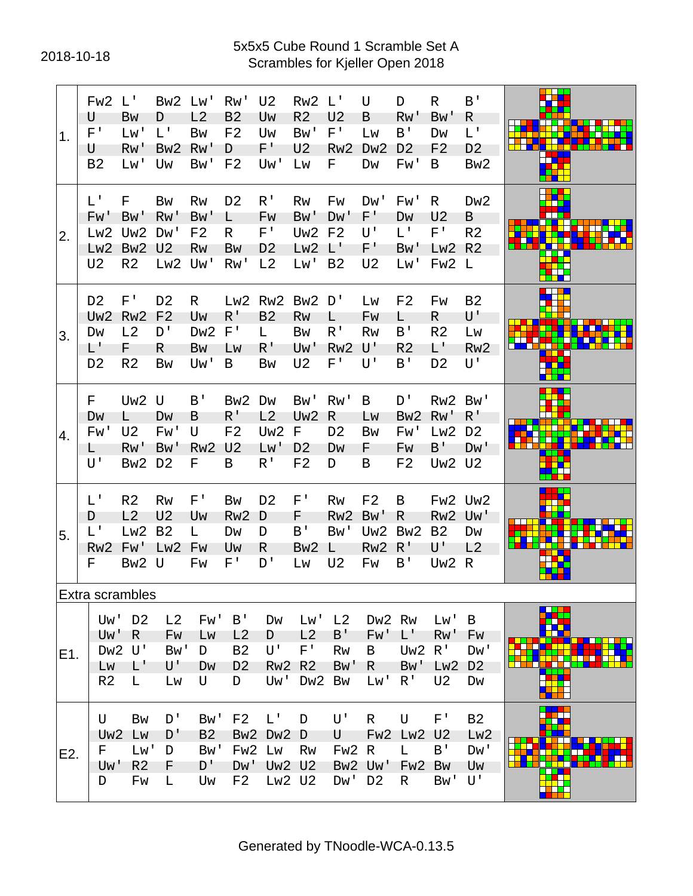2018-10-18

# 5x5x5 Cube Round 1 Scramble Set A
## Scrambles for Kjeller Open 2018

| # | Scramble |
|---|---|
| 1. | Fw2 L' Bw2 Lw' Rw' U2 Rw2 L' U D R B' U Bw D L2 B2 Uw R2 U2 B Rw' Bw' R F' Lw' L' Bw F2 Uw Bw' F' Lw B' Dw L' U Rw' Bw2 Rw' D F' U2 Rw2 Dw2 D2 F2 D2 B2 Lw' Uw Bw' F2 Uw' Lw F Dw Fw' B Bw2 |
| 2. | L' F Bw Rw D2 R' Rw Fw Dw' Fw' R Dw2 Fw' Bw' Rw' Bw' L Fw Bw' Dw' F' Dw U2 B Lw2 Uw2 Dw' F2 R F' Uw2 F2 U' L' F' R2 Lw2 Bw2 U2 Rw Bw D2 Lw2 L' F' Bw' Lw2 R2 U2 R2 Lw2 Uw' Rw' L2 Lw' B2 U2 Lw' Fw2 L |
| 3. | D2 F' D2 R Lw2 Rw2 Bw2 D' Lw F2 Fw B2 Uw2 Rw2 F2 Uw R' B2 Rw L Fw L R U' Dw L2 D' Dw2 F' L Bw R' Rw B' R2 Lw L' F R Bw Lw R' Uw' Rw2 U' R2 L' Rw2 D2 R2 Bw Uw' B Bw U2 F' U' B' D2 U' |
| 4. | F Uw2 U B' Bw2 Dw Bw' Rw' B D' Rw2 Bw' Dw L Dw B R' L2 Uw2 R Lw Bw2 Rw' R' Fw' U2 Fw' U F2 Uw2 F D2 Bw Fw' Lw2 D2 L Rw' Bw' Rw2 U2 Lw' D2 Dw F Fw B' Dw' U' Bw2 D2 F B R' F2 D B F2 Uw2 U2 |
| 5. | L' R2 Rw F' Bw D2 F' Rw F2 B Fw2 Uw2 D L2 U2 Uw Rw2 D F Rw2 Bw' R Rw2 Uw' L' Lw2 B2 L Dw D B' Bw' Uw2 Bw2 B2 Dw Rw2 Fw' Lw2 Fw Uw R Bw2 L Rw2 R' U' L2 F Bw2 U Fw F' D' Lw U2 Fw B' Uw2 R |

Extra scrambles

| # | Scramble |
|---|---|
| E1. | Uw' D2 L2 Fw' B' Dw Lw' L2 Dw2 Rw Lw' B Uw' R Fw Lw L2 D L2 B' Fw' L' Rw' Fw Dw2 U' Bw' D B2 U' F' Rw B Uw2 R' Dw' Lw L' U' Dw D2 Rw2 R2 Bw' R Bw' Lw2 D2 R2 L Lw U D Uw' Dw2 Bw Lw' R' U2 Dw |
| E2. | U Bw D' Bw' F2 L' D U' R U F' B2 Uw2 Lw D' B2 Bw2 Dw2 D U Fw2 Lw2 U2 Lw2 F Lw' D Bw' Fw2 Lw Rw Fw2 R L B' Dw' Uw' R2 F D' Dw' Uw2 U2 Bw2 Uw' Fw2 Bw Uw D Fw L Uw F2 Lw2 U2 Dw' D2 R Bw' U' |

Generated by TNoodle-WCA-0.13.5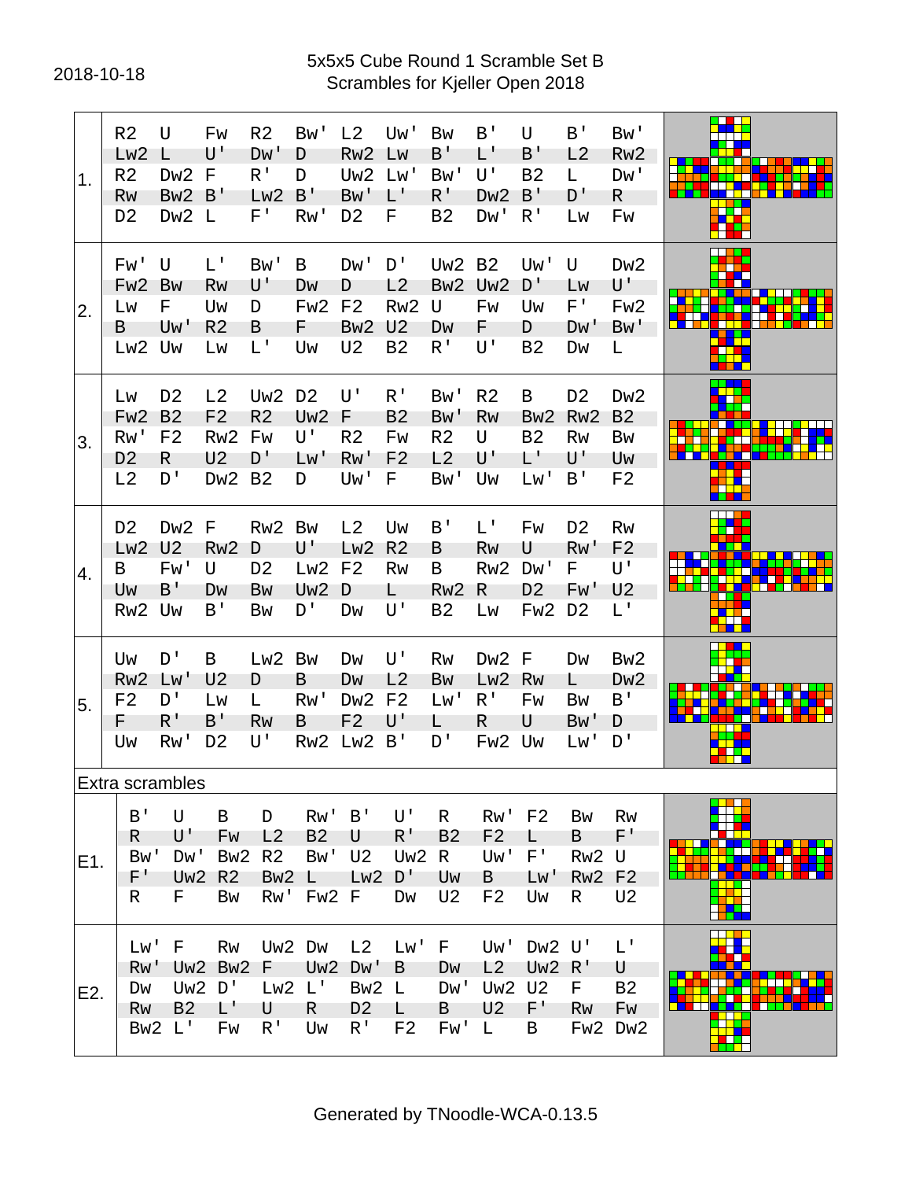2018-10-18

# 5x5x5 Cube Round 1 Scramble Set B
## Scrambles for Kjeller Open 2018

| # | Scramble |
|---|---|
| 1. | R2 U Fw R2 Bw' L2 Uw' Bw B' U B' Bw' Lw2 L U' Dw' D Rw2 Lw B' L' B' L2 Rw2 R2 Dw2 F R' D Uw2 Lw' Bw' U' B2 L Dw' Rw Bw2 B' Lw2 B' Bw' L' R' Dw2 B' D' R D2 Dw2 L F' Rw' D2 F B2 Dw' R' Lw Fw |
| 2. | Fw' U L' Bw' B Dw' D' Uw2 B2 Uw' U Dw2 Fw2 Bw Rw U' Dw D L2 Bw2 Uw2 D' Lw U' Lw F Uw D Fw2 F2 Rw2 U Fw Uw F' Fw2 B Uw' R2 B F Bw2 U2 Dw F D Dw' Bw' Lw2 Uw Lw L' Uw U2 B2 R' U' B2 Dw L |
| 3. | Lw D2 L2 Uw2 D2 U' R' Bw' R2 B D2 Dw2 Fw2 B2 F2 R2 Uw2 F B2 Bw' Rw Bw2 Rw2 B2 Rw' F2 Rw2 Fw U' R2 Fw R2 U B2 Rw Bw D2 R U2 D' Lw' Rw' F2 L2 U' L' U' Uw L2 D' Dw2 B2 D Uw' F Bw' Uw Lw' B' F2 |
| 4. | D2 Dw2 F Rw2 Bw L2 Uw B' L' Fw D2 Rw Lw2 U2 Rw2 D U' Lw2 R2 B Rw U Rw' F2 B Fw' U D2 Lw2 F2 Rw B Rw2 Dw' F U' Uw B' Dw Bw Uw2 D L Rw2 R D2 Fw' U2 Rw2 Uw B' Bw D' Dw U' B2 Lw Fw2 D2 L' |
| 5. | Uw D' B Lw2 Bw Dw U' Rw Dw2 F Dw Bw2 Rw2 Lw' U2 D B Dw L2 Bw Lw2 Rw L Dw2 F2 D' Lw L Rw' Dw2 F2 Lw' R' Fw Bw B' F R' B' Rw B F2 U' L R U Bw' D Uw Rw' D2 U' Rw2 Lw2 B' D' Fw2 Uw Lw' D' |

Extra scrambles

| # | Scramble |
|---|---|
| E1. | B' U B D Rw' B' U' R Rw' F2 Bw Rw R U' Fw L2 B2 U R' B2 F2 L B F' Bw' Dw' Bw2 R2 Bw' U2 Uw2 R Uw' F' Rw2 U F' Uw2 R2 Bw2 L Lw2 D' Uw B Lw' Rw2 F2 R F Bw Rw' Fw2 F Dw U2 F2 Uw R U2 |
| E2. | Lw' F Rw Uw2 Dw L2 Lw' F Uw' Dw2 U' L' Rw' Uw2 Bw2 F Uw2 Dw' B Dw L2 Uw2 R' U Dw Uw2 D' Lw2 L' Bw2 L Dw' Uw2 U2 F B2 Rw B2 L' U R D2 L B U2 F' Rw Fw Bw2 L' Fw R' Uw R' F2 Fw' L B Fw2 Dw2 |

Generated by TNoodle-WCA-0.13.5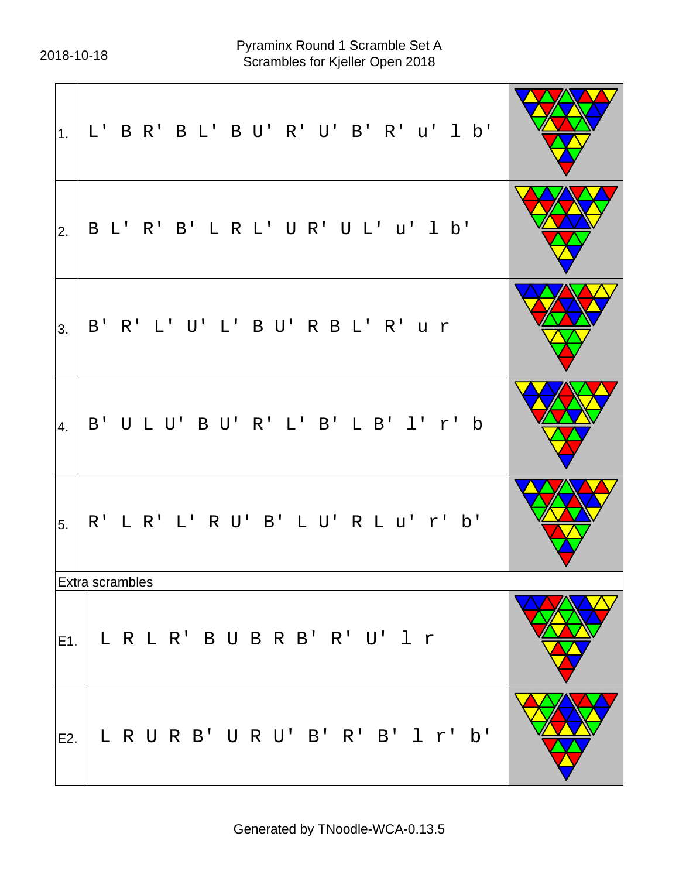2018-10-18

# Pyraminx Round 1 Scramble Set A
## Scrambles for Kjeller Open 2018

| # | Scramble |
| --- | --- |
| 1. | L' B R' B L' B U' R' U' B' R' u' l b' |
| 2. | B L' R' B' L R L' U R' U L' u' l b' |
| 3. | B' R' L' U' L' B U' R B L' R' u r |
| 4. | B' U L U' B U' R' L' B' L B' l' r' b |
| 5. | R' L R' L' R U' B' L U' R L u' r' b' |

Extra scrambles

| # | Scramble |
| --- | --- |
| E1. | L R L R' B U B R B' R' U' l r |
| E2. | L R U R B' U R U' B' R' B' l r' b' |

Generated by TNoodle-WCA-0.13.5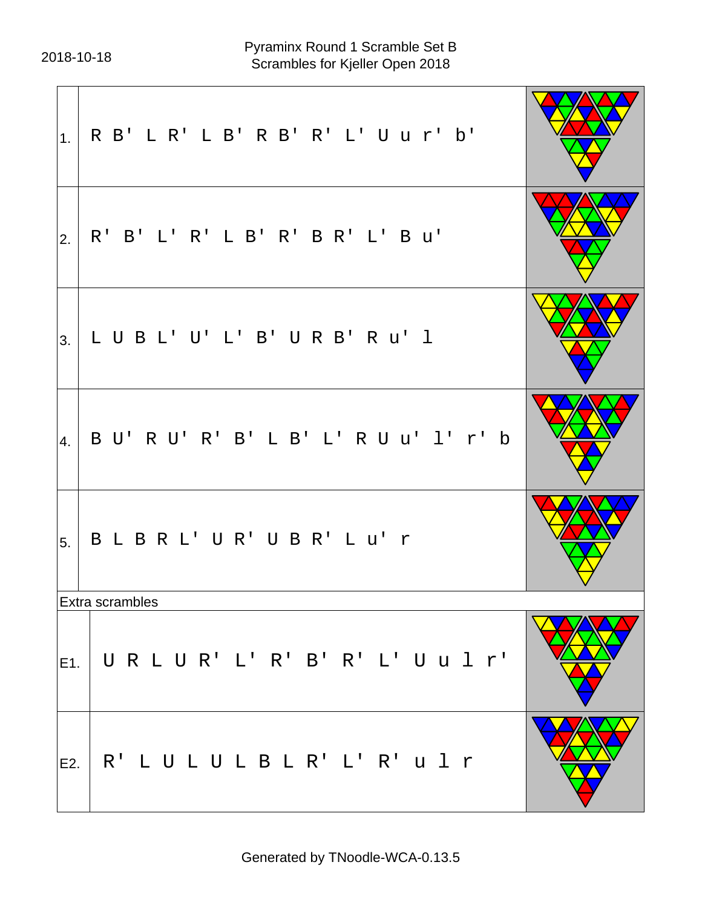2018-10-18

Pyraminx Round 1 Scramble Set B
Scrambles for Kjeller Open 2018

| | | |
|---|---|---|
| 1. | R B' L R' L B' R B' R' L' U u r' b' | |
| 2. | R' B' L' R' L B' R' B R' L' B u' | |
| 3. | L U B L' U' L' B' U R B' R u' l | |
| 4. | B U' R U' R' B' L B' L' R U u' l' r' b | |
| 5. | B L B R L' U R' U B R' L u' r | |
| Extra scrambles | | |
| E1. | U R L U R' L' R' B' R' L' U u l r' | |
| E2. | R' L U L U L B L R' L' R' u l r | |

Generated by TNoodle-WCA-0.13.5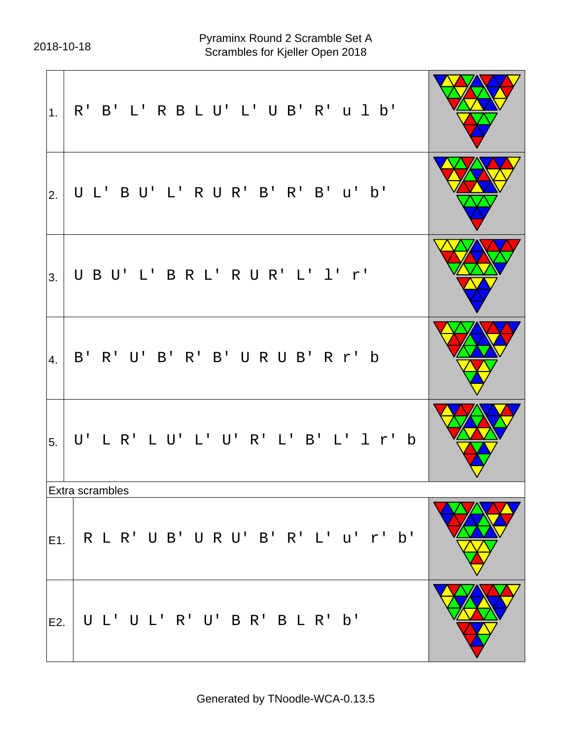2018-10-18

Pyraminx Round 2 Scramble Set A
Scrambles for Kjeller Open 2018

| | |
|---|---|
| 1. | R' B' L' R B L U' L' U B' R' u l b' |
| 2. | U L' B U' L' R U R' B' R' B' u' b' |
| 3. | U B U' L' B R L' R U R' L' l' r' |
| 4. | B' R' U' B' R' B' U R U B' R r' b |
| 5. | U' L R' L U' L' U' R' L' B' L' l r' b |

Extra scrambles

| | |
|---|---|
| E1. | R L R' U B' U R U' B' R' L' u' r' b' |
| E2. | U L' U L' R' U' B R' B L R' b' |

Generated by TNoodle-WCA-0.13.5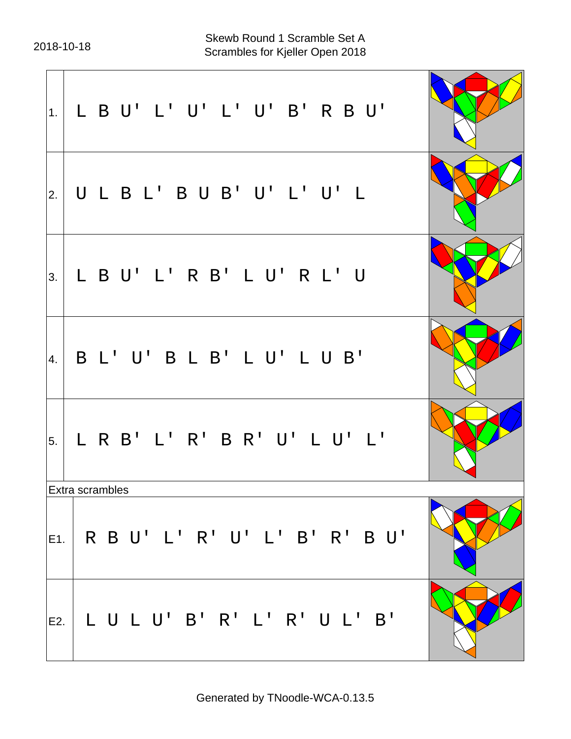2018-10-18

Skewb Round 1 Scramble Set A
Scrambles for Kjeller Open 2018

| # | Scramble |
|---|---|
| 1. | L B U' L' U' L' U' B' R B U' |
| 2. | U L B L' B U B' U' L' U' L |
| 3. | L B U' L' R B' L U' R L' U |
| 4. | B L' U' B L B' L U' L U B' |
| 5. | L R B' L' R' B R' U' L U' L' |

Extra scrambles

| # | Scramble |
|---|---|
| E1. | R B U' L' R' U' L' B' R' B U' |
| E2. | L U L U' B' R' L' R' U L' B' |

Generated by TNoodle-WCA-0.13.5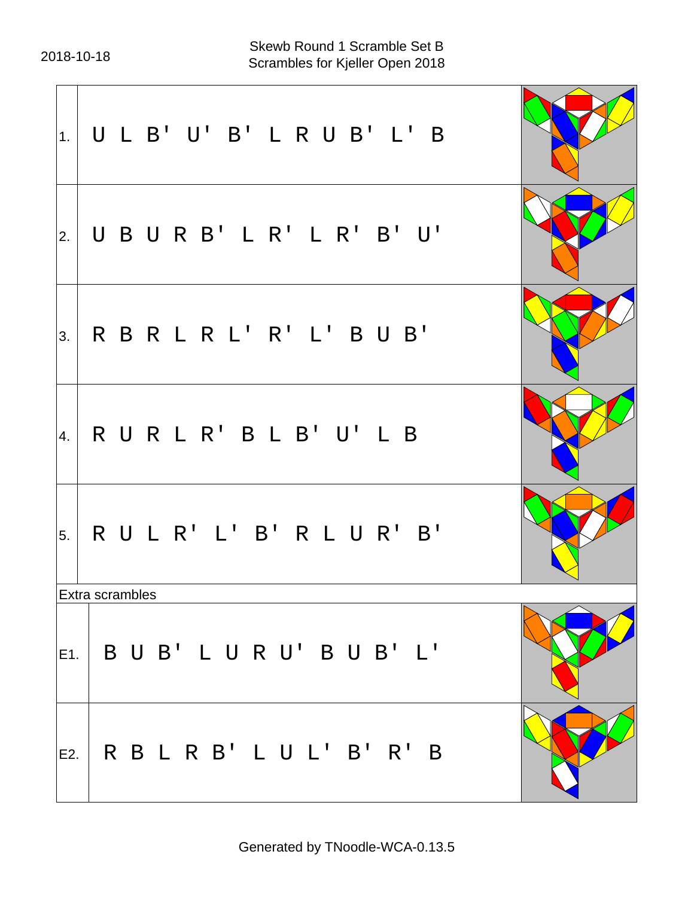2018-10-18

# Skewb Round 1 Scramble Set B
## Scrambles for Kjeller Open 2018

| # | Scramble |
|---|---|
| 1. | U L B' U' B' L R U B' L' B |
| 2. | U B U R B' L R' L R' B' U' |
| 3. | R B R L R L' R' L' B U B' |
| 4. | R U R L R' B L B' U' L B |
| 5. | R U L R' L' B' R L U R' B' |

Extra scrambles

| # | Scramble |
|---|---|
| E1. | B U B' L U R U' B U B' L' |
| E2. | R B L R B' L U L' B' R' B |

Generated by TNoodle-WCA-0.13.5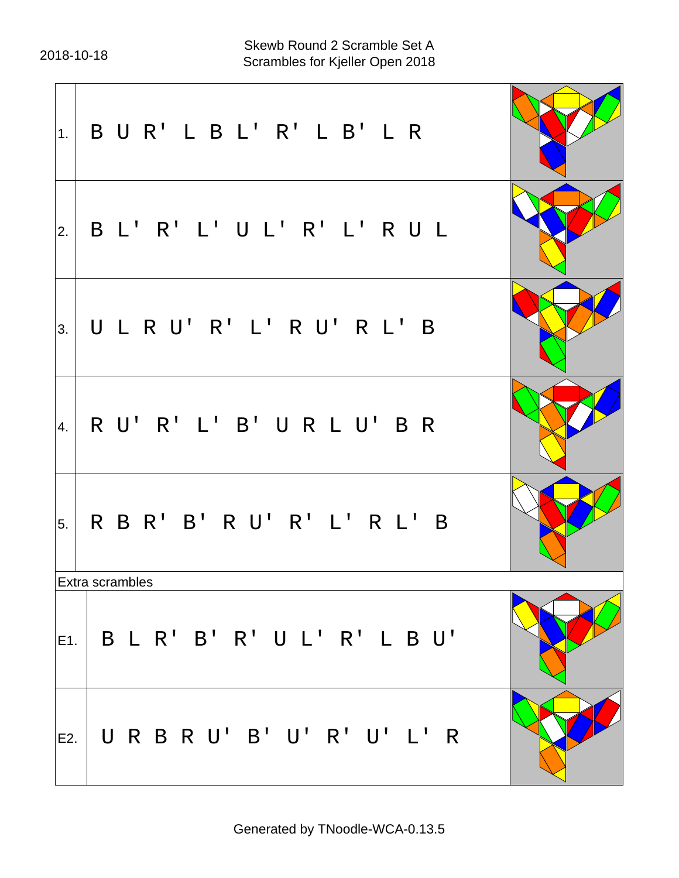2018-10-18

Skewb Round 2 Scramble Set A
Scrambles for Kjeller Open 2018

| # | Scramble |
| --- | --- |
| 1. | B U R' L B L' R' L B' L R |
| 2. | B L' R' L' U L' R' L' R U L |
| 3. | U L R U' R' L' R U' R L' B |
| 4. | R U' R' L' B' U R L U' B R |
| 5. | R B R' B' R U' R' L' R L' B |

Extra scrambles

| # | Scramble |
| --- | --- |
| E1. | B L R' B' R' U L' R' L B U' |
| E2. | U R B R U' B' U' R' U' L' R |

Generated by TNoodle-WCA-0.13.5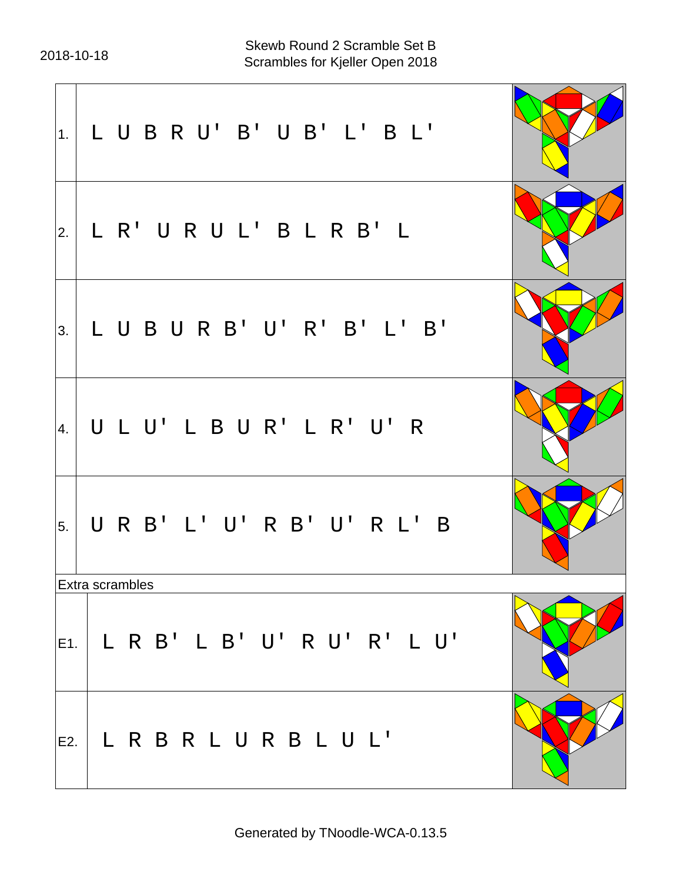2018-10-18

Skewb Round 2 Scramble Set B
Scrambles for Kjeller Open 2018

| # | Scramble |
|---|---|
| 1. | L U B R U' B' U B' L' B L' |
| 2. | L R' U R U L' B L R B' L |
| 3. | L U B U R B' U' R' B' L' B' |
| 4. | U L U' L B U R' L R' U' R |
| 5. | U R B' L' U' R B' U' R L' B |

Extra scrambles

| # | Scramble |
|---|---|
| E1. | L R B' L B' U' R U' R' L U' |
| E2. | L R B R L U R B L U L' |

Generated by TNoodle-WCA-0.13.5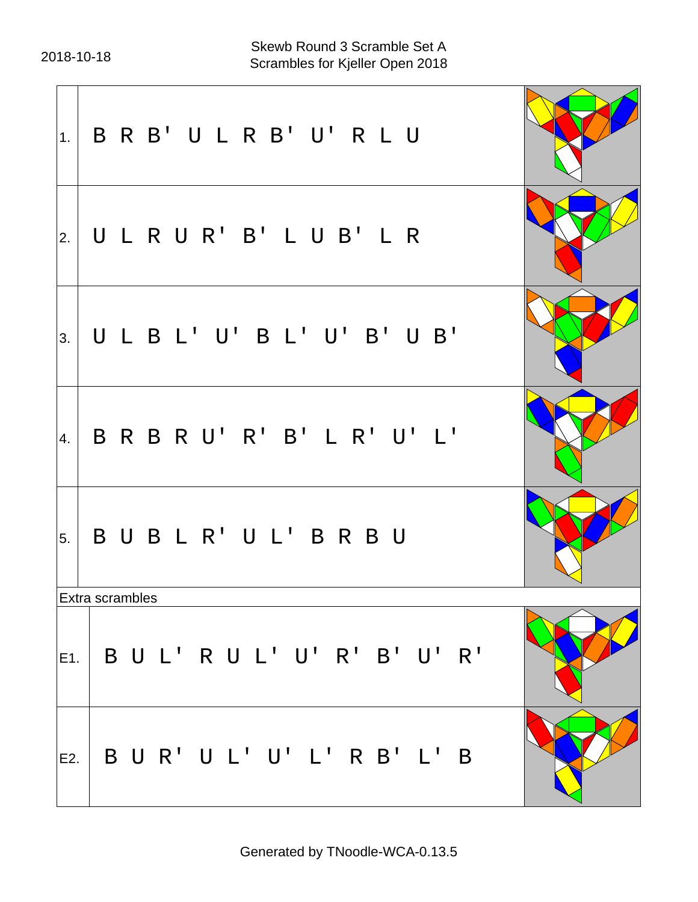2018-10-18

Skewb Round 3 Scramble Set A
Scrambles for Kjeller Open 2018

| | | |
|---|---|---|
| 1. | B R B' U L R B' U' R L U | |
| 2. | U L R U R' B' L U B' L R | |
| 3. | U L B L' U' B L' U' B' U B' | |
| 4. | B R B R U' R' B' L R' U' L' | |
| 5. | B U B L R' U L' B R B U | |

Extra scrambles

| | | |
|---|---|---|
| E1. | B U L' R U L' U' R' B' U' R' | |
| E2. | B U R' U L' U' L' R B' L' B | |

Generated by TNoodle-WCA-0.13.5